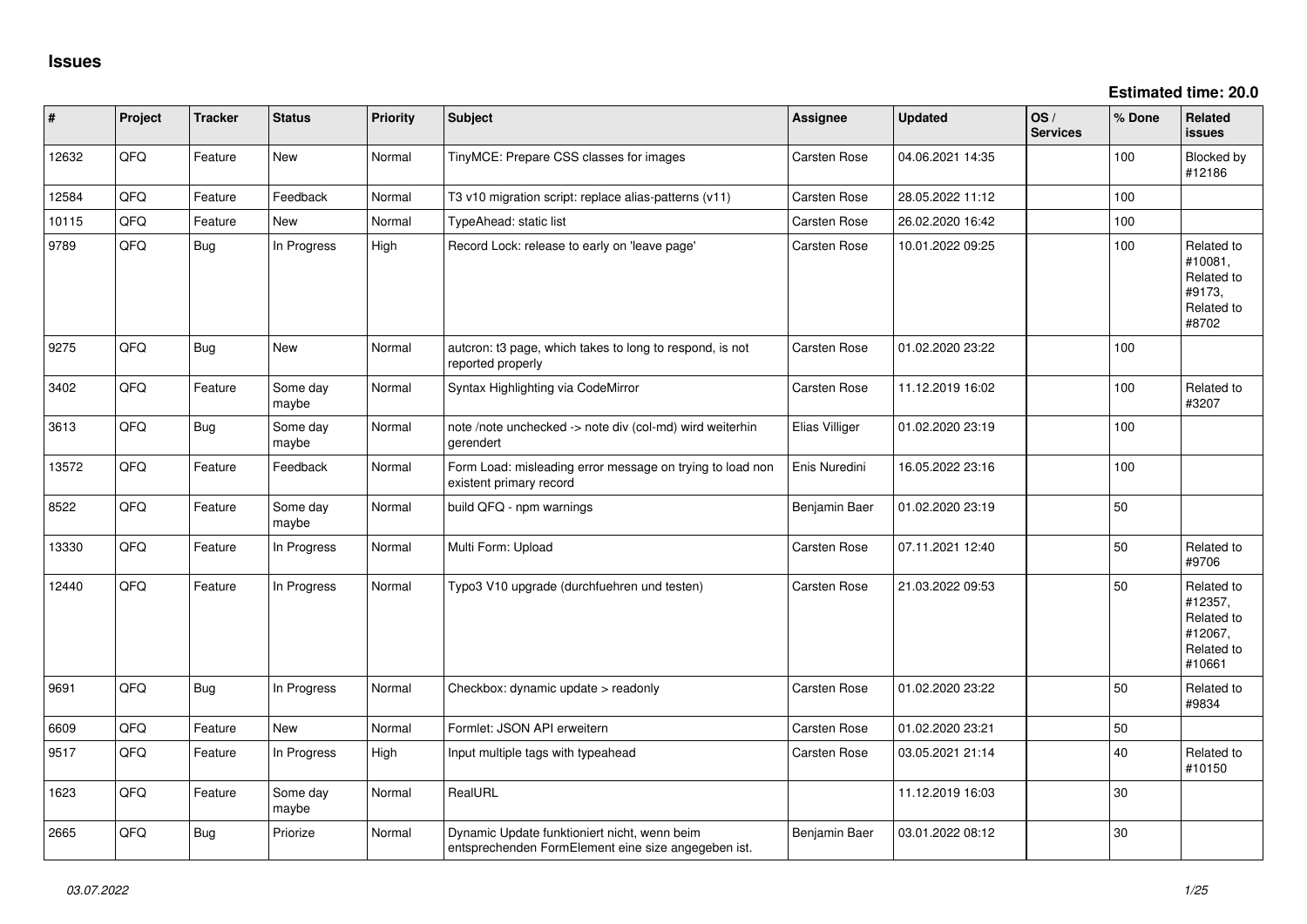# Issues

**Estimated time: 20.0**

| # | Project | Tracker | Status | Priority | Subject | Assignee | Updated | OS / Services | % Done | Related issues |
|---|---|---|---|---|---|---|---|---|---|---|
| 12632 | QFQ | Feature | New | Normal | TinyMCE: Prepare CSS classes for images | Carsten Rose | 04.06.2021 14:35 | | 100 | Blocked by #12186 |
| 12584 | QFQ | Feature | Feedback | Normal | T3 v10 migration script: replace alias-patterns (v11) | Carsten Rose | 28.05.2022 11:12 | | 100 | |
| 10115 | QFQ | Feature | New | Normal | TypeAhead: static list | Carsten Rose | 26.02.2020 16:42 | | 100 | |
| 9789 | QFQ | Bug | In Progress | High | Record Lock: release to early on 'leave page' | Carsten Rose | 10.01.2022 09:25 | | 100 | Related to #10081, Related to #9173, Related to #8702 |
| 9275 | QFQ | Bug | New | Normal | autcron: t3 page, which takes to long to respond, is not reported properly | Carsten Rose | 01.02.2020 23:22 | | 100 | |
| 3402 | QFQ | Feature | Some day maybe | Normal | Syntax Highlighting via CodeMirror | Carsten Rose | 11.12.2019 16:02 | | 100 | Related to #3207 |
| 3613 | QFQ | Bug | Some day maybe | Normal | note /note unchecked -> note div (col-md) wird weiterhin gerendert | Elias Villiger | 01.02.2020 23:19 | | 100 | |
| 13572 | QFQ | Feature | Feedback | Normal | Form Load: misleading error message on trying to load non existent primary record | Enis Nuredini | 16.05.2022 23:16 | | 100 | |
| 8522 | QFQ | Feature | Some day maybe | Normal | build QFQ - npm warnings | Benjamin Baer | 01.02.2020 23:19 | | 50 | |
| 13330 | QFQ | Feature | In Progress | Normal | Multi Form: Upload | Carsten Rose | 07.11.2021 12:40 | | 50 | Related to #9706 |
| 12440 | QFQ | Feature | In Progress | Normal | Typo3 V10 upgrade (durchfuehren und testen) | Carsten Rose | 21.03.2022 09:53 | | 50 | Related to #12357, Related to #12067, Related to #10661 |
| 9691 | QFQ | Bug | In Progress | Normal | Checkbox: dynamic update > readonly | Carsten Rose | 01.02.2020 23:22 | | 50 | Related to #9834 |
| 6609 | QFQ | Feature | New | Normal | Formlet: JSON API erweitern | Carsten Rose | 01.02.2020 23:21 | | 50 | |
| 9517 | QFQ | Feature | In Progress | High | Input multiple tags with typeahead | Carsten Rose | 03.05.2021 21:14 | | 40 | Related to #10150 |
| 1623 | QFQ | Feature | Some day maybe | Normal | RealURL | | 11.12.2019 16:03 | | 30 | |
| 2665 | QFQ | Bug | Priorize | Normal | Dynamic Update funktioniert nicht, wenn beim entsprechenden FormElement eine size angegeben ist. | Benjamin Baer | 03.01.2022 08:12 | | 30 | |

*03.07.2022*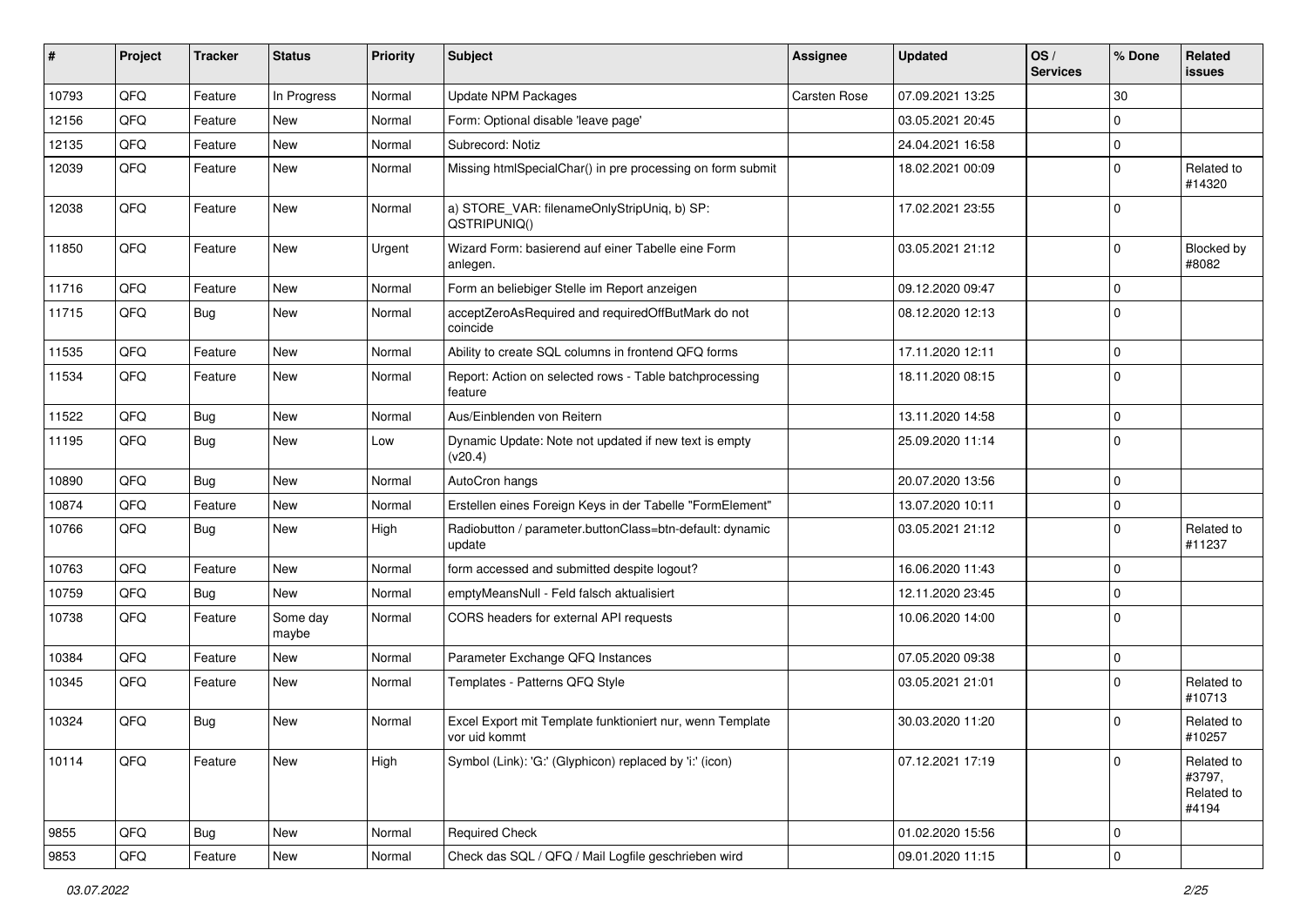| # | Project | Tracker | Status | Priority | Subject | Assignee | Updated | OS / Services | % Done | Related issues |
|---|---|---|---|---|---|---|---|---|---|---|
| 10793 | QFQ | Feature | In Progress | Normal | Update NPM Packages | Carsten Rose | 07.09.2021 13:25 | | 30 | |
| 12156 | QFQ | Feature | New | Normal | Form: Optional disable 'leave page' | | 03.05.2021 20:45 | | 0 | |
| 12135 | QFQ | Feature | New | Normal | Subrecord: Notiz | | 24.04.2021 16:58 | | 0 | |
| 12039 | QFQ | Feature | New | Normal | Missing htmlSpecialChar() in pre processing on form submit | | 18.02.2021 00:09 | | 0 | Related to #14320 |
| 12038 | QFQ | Feature | New | Normal | a) STORE_VAR: filenameOnlyStripUniq, b) SP: QSTRIPUNIQ() | | 17.02.2021 23:55 | | 0 | |
| 11850 | QFQ | Feature | New | Urgent | Wizard Form: basierend auf einer Tabelle eine Form anlegen. | | 03.05.2021 21:12 | | 0 | Blocked by #8082 |
| 11716 | QFQ | Feature | New | Normal | Form an beliebiger Stelle im Report anzeigen | | 09.12.2020 09:47 | | 0 | |
| 11715 | QFQ | Bug | New | Normal | acceptZeroAsRequired and requiredOffButMark do not coincide | | 08.12.2020 12:13 | | 0 | |
| 11535 | QFQ | Feature | New | Normal | Ability to create SQL columns in frontend QFQ forms | | 17.11.2020 12:11 | | 0 | |
| 11534 | QFQ | Feature | New | Normal | Report: Action on selected rows - Table batchprocessing feature | | 18.11.2020 08:15 | | 0 | |
| 11522 | QFQ | Bug | New | Normal | Aus/Einblenden von Reitern | | 13.11.2020 14:58 | | 0 | |
| 11195 | QFQ | Bug | New | Low | Dynamic Update: Note not updated if new text is empty (v20.4) | | 25.09.2020 11:14 | | 0 | |
| 10890 | QFQ | Bug | New | Normal | AutoCron hangs | | 20.07.2020 13:56 | | 0 | |
| 10874 | QFQ | Feature | New | Normal | Erstellen eines Foreign Keys in der Tabelle "FormElement" | | 13.07.2020 10:11 | | 0 | |
| 10766 | QFQ | Bug | New | High | Radiobutton / parameter.buttonClass=btn-default: dynamic update | | 03.05.2021 21:12 | | 0 | Related to #11237 |
| 10763 | QFQ | Feature | New | Normal | form accessed and submitted despite logout? | | 16.06.2020 11:43 | | 0 | |
| 10759 | QFQ | Bug | New | Normal | emptyMeansNull - Feld falsch aktualisiert | | 12.11.2020 23:45 | | 0 | |
| 10738 | QFQ | Feature | Some day maybe | Normal | CORS headers for external API requests | | 10.06.2020 14:00 | | 0 | |
| 10384 | QFQ | Feature | New | Normal | Parameter Exchange QFQ Instances | | 07.05.2020 09:38 | | 0 | |
| 10345 | QFQ | Feature | New | Normal | Templates - Patterns QFQ Style | | 03.05.2021 21:01 | | 0 | Related to #10713 |
| 10324 | QFQ | Bug | New | Normal | Excel Export mit Template funktioniert nur, wenn Template vor uid kommt | | 30.03.2020 11:20 | | 0 | Related to #10257 |
| 10114 | QFQ | Feature | New | High | Symbol (Link): 'G:' (Glyphicon) replaced by 'i:' (icon) | | 07.12.2021 17:19 | | 0 | Related to #3797, Related to #4194 |
| 9855 | QFQ | Bug | New | Normal | Required Check | | 01.02.2020 15:56 | | 0 | |
| 9853 | QFQ | Feature | New | Normal | Check das SQL / QFQ / Mail Logfile geschrieben wird | | 09.01.2020 11:15 | | 0 | |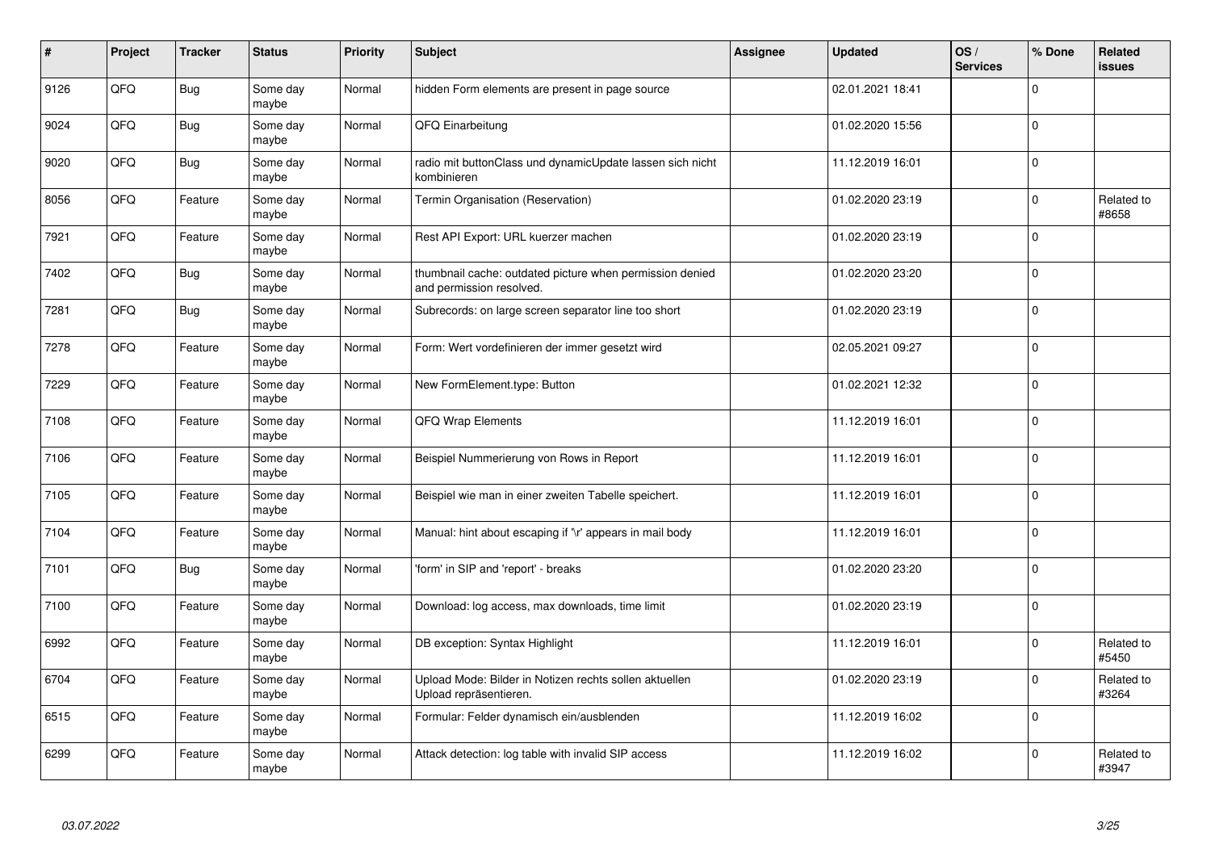| # | Project | Tracker | Status | Priority | Subject | Assignee | Updated | OS / Services | % Done | Related issues |
|---|---|---|---|---|---|---|---|---|---|---|
| 9126 | QFQ | Bug | Some day maybe | Normal | hidden Form elements are present in page source | | 02.01.2021 18:41 | | 0 | |
| 9024 | QFQ | Bug | Some day maybe | Normal | QFQ Einarbeitung | | 01.02.2020 15:56 | | 0 | |
| 9020 | QFQ | Bug | Some day maybe | Normal | radio mit buttonClass und dynamicUpdate lassen sich nicht kombinieren | | 11.12.2019 16:01 | | 0 | |
| 8056 | QFQ | Feature | Some day maybe | Normal | Termin Organisation (Reservation) | | 01.02.2020 23:19 | | 0 | Related to #8658 |
| 7921 | QFQ | Feature | Some day maybe | Normal | Rest API Export: URL kuerzer machen | | 01.02.2020 23:19 | | 0 | |
| 7402 | QFQ | Bug | Some day maybe | Normal | thumbnail cache: outdated picture when permission denied and permission resolved. | | 01.02.2020 23:20 | | 0 | |
| 7281 | QFQ | Bug | Some day maybe | Normal | Subrecords: on large screen separator line too short | | 01.02.2020 23:19 | | 0 | |
| 7278 | QFQ | Feature | Some day maybe | Normal | Form: Wert vordefinieren der immer gesetzt wird | | 02.05.2021 09:27 | | 0 | |
| 7229 | QFQ | Feature | Some day maybe | Normal | New FormElement.type: Button | | 01.02.2021 12:32 | | 0 | |
| 7108 | QFQ | Feature | Some day maybe | Normal | QFQ Wrap Elements | | 11.12.2019 16:01 | | 0 | |
| 7106 | QFQ | Feature | Some day maybe | Normal | Beispiel Nummerierung von Rows in Report | | 11.12.2019 16:01 | | 0 | |
| 7105 | QFQ | Feature | Some day maybe | Normal | Beispiel wie man in einer zweiten Tabelle speichert. | | 11.12.2019 16:01 | | 0 | |
| 7104 | QFQ | Feature | Some day maybe | Normal | Manual: hint about escaping if '\r' appears in mail body | | 11.12.2019 16:01 | | 0 | |
| 7101 | QFQ | Bug | Some day maybe | Normal | 'form' in SIP and 'report' - breaks | | 01.02.2020 23:20 | | 0 | |
| 7100 | QFQ | Feature | Some day maybe | Normal | Download: log access, max downloads, time limit | | 01.02.2020 23:19 | | 0 | |
| 6992 | QFQ | Feature | Some day maybe | Normal | DB exception: Syntax Highlight | | 11.12.2019 16:01 | | 0 | Related to #5450 |
| 6704 | QFQ | Feature | Some day maybe | Normal | Upload Mode: Bilder in Notizen rechts sollen aktuellen Upload repräsentieren. | | 01.02.2020 23:19 | | 0 | Related to #3264 |
| 6515 | QFQ | Feature | Some day maybe | Normal | Formular: Felder dynamisch ein/ausblenden | | 11.12.2019 16:02 | | 0 | |
| 6299 | QFQ | Feature | Some day maybe | Normal | Attack detection: log table with invalid SIP access | | 11.12.2019 16:02 | | 0 | Related to #3947 |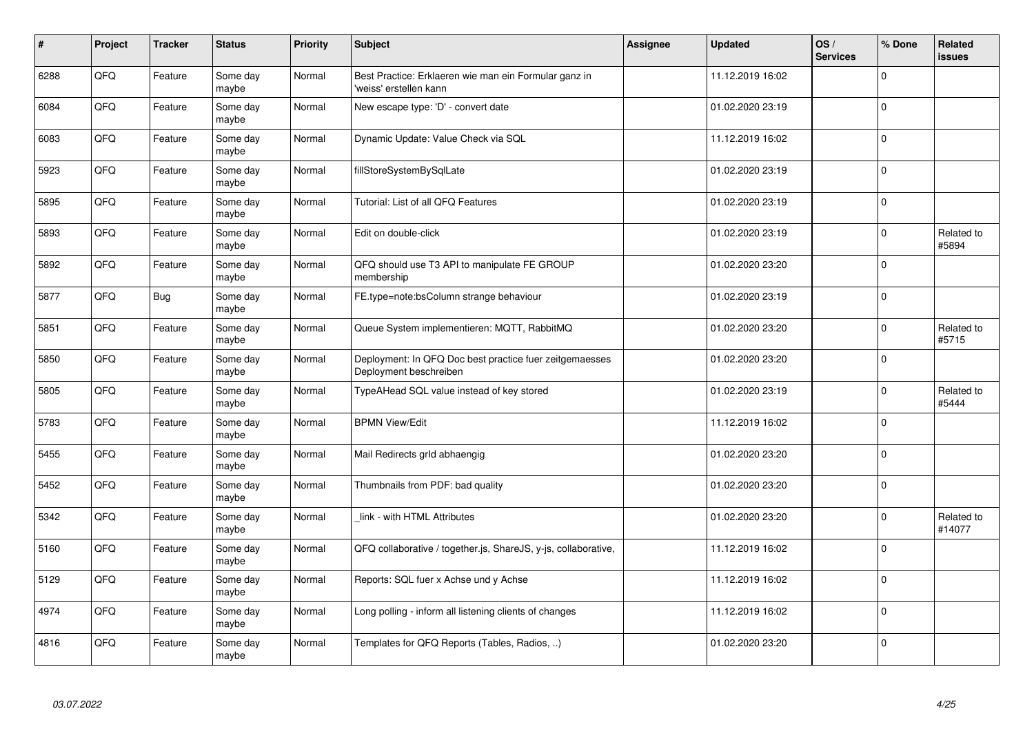| # | Project | Tracker | Status | Priority | Subject | Assignee | Updated | OS / Services | % Done | Related issues |
|---|---|---|---|---|---|---|---|---|---|---|
| 6288 | QFQ | Feature | Some day maybe | Normal | Best Practice: Erklaeren wie man ein Formular ganz in 'weiss' erstellen kann | | 11.12.2019 16:02 | | 0 | |
| 6084 | QFQ | Feature | Some day maybe | Normal | New escape type: 'D' - convert date | | 01.02.2020 23:19 | | 0 | |
| 6083 | QFQ | Feature | Some day maybe | Normal | Dynamic Update: Value Check via SQL | | 11.12.2019 16:02 | | 0 | |
| 5923 | QFQ | Feature | Some day maybe | Normal | fillStoreSystemBySqlLate | | 01.02.2020 23:19 | | 0 | |
| 5895 | QFQ | Feature | Some day maybe | Normal | Tutorial: List of all QFQ Features | | 01.02.2020 23:19 | | 0 | |
| 5893 | QFQ | Feature | Some day maybe | Normal | Edit on double-click | | 01.02.2020 23:19 | | 0 | Related to #5894 |
| 5892 | QFQ | Feature | Some day maybe | Normal | QFQ should use T3 API to manipulate FE GROUP membership | | 01.02.2020 23:20 | | 0 | |
| 5877 | QFQ | Bug | Some day maybe | Normal | FE.type=note:bsColumn strange behaviour | | 01.02.2020 23:19 | | 0 | |
| 5851 | QFQ | Feature | Some day maybe | Normal | Queue System implementieren: MQTT, RabbitMQ | | 01.02.2020 23:20 | | 0 | Related to #5715 |
| 5850 | QFQ | Feature | Some day maybe | Normal | Deployment: In QFQ Doc best practice fuer zeitgemaesses Deployment beschreiben | | 01.02.2020 23:20 | | 0 | |
| 5805 | QFQ | Feature | Some day maybe | Normal | TypeAHead SQL value instead of key stored | | 01.02.2020 23:19 | | 0 | Related to #5444 |
| 5783 | QFQ | Feature | Some day maybe | Normal | BPMN View/Edit | | 11.12.2019 16:02 | | 0 | |
| 5455 | QFQ | Feature | Some day maybe | Normal | Mail Redirects grId abhaengig | | 01.02.2020 23:20 | | 0 | |
| 5452 | QFQ | Feature | Some day maybe | Normal | Thumbnails from PDF: bad quality | | 01.02.2020 23:20 | | 0 | |
| 5342 | QFQ | Feature | Some day maybe | Normal | _link - with HTML Attributes | | 01.02.2020 23:20 | | 0 | Related to #14077 |
| 5160 | QFQ | Feature | Some day maybe | Normal | QFQ collaborative / together.js, ShareJS, y-js, collaborative, | | 11.12.2019 16:02 | | 0 | |
| 5129 | QFQ | Feature | Some day maybe | Normal | Reports: SQL fuer x Achse und y Achse | | 11.12.2019 16:02 | | 0 | |
| 4974 | QFQ | Feature | Some day maybe | Normal | Long polling - inform all listening clients of changes | | 11.12.2019 16:02 | | 0 | |
| 4816 | QFQ | Feature | Some day maybe | Normal | Templates for QFQ Reports (Tables, Radios, ..) | | 01.02.2020 23:20 | | 0 | |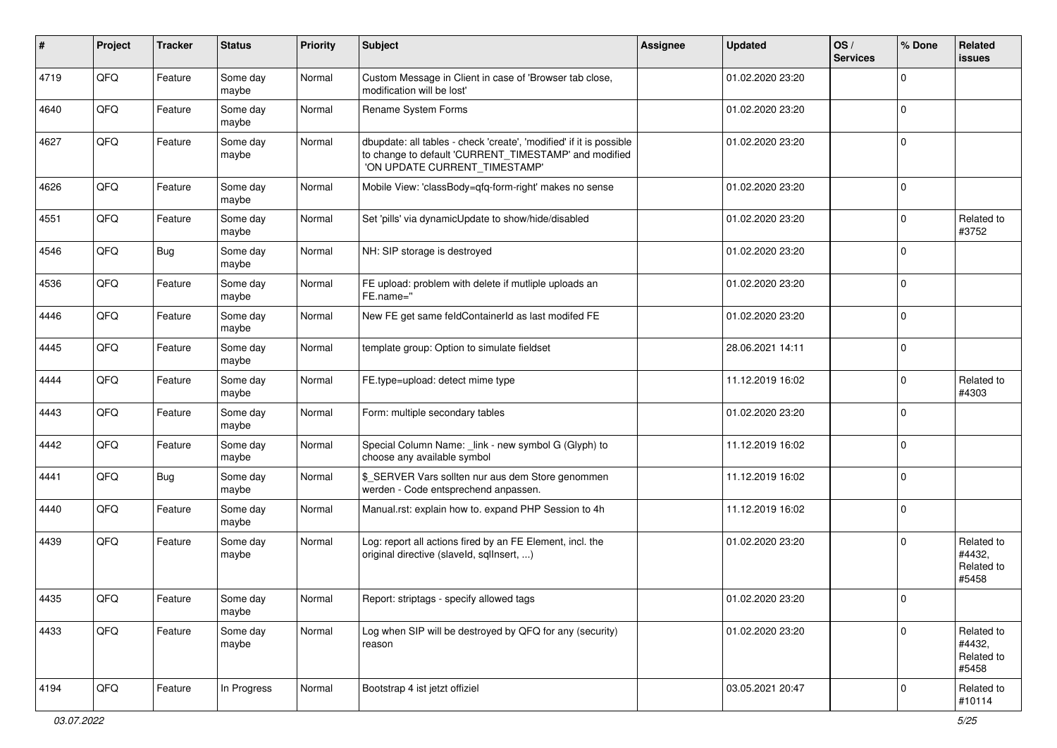| # | Project | Tracker | Status | Priority | Subject | Assignee | Updated | OS / Services | % Done | Related issues |
|---|---|---|---|---|---|---|---|---|---|---|
| 4719 | QFQ | Feature | Some day maybe | Normal | Custom Message in Client in case of 'Browser tab close, modification will be lost' | | 01.02.2020 23:20 | | 0 | |
| 4640 | QFQ | Feature | Some day maybe | Normal | Rename System Forms | | 01.02.2020 23:20 | | 0 | |
| 4627 | QFQ | Feature | Some day maybe | Normal | dbupdate: all tables - check 'create', 'modified' if it is possible to change to default 'CURRENT_TIMESTAMP' and modified 'ON UPDATE CURRENT_TIMESTAMP' | | 01.02.2020 23:20 | | 0 | |
| 4626 | QFQ | Feature | Some day maybe | Normal | Mobile View: 'classBody=qfq-form-right' makes no sense | | 01.02.2020 23:20 | | 0 | |
| 4551 | QFQ | Feature | Some day maybe | Normal | Set 'pills' via dynamicUpdate to show/hide/disabled | | 01.02.2020 23:20 | | 0 | Related to #3752 |
| 4546 | QFQ | Bug | Some day maybe | Normal | NH: SIP storage is destroyed | | 01.02.2020 23:20 | | 0 | |
| 4536 | QFQ | Feature | Some day maybe | Normal | FE upload: problem with delete if mutliple uploads an FE.name='' | | 01.02.2020 23:20 | | 0 | |
| 4446 | QFQ | Feature | Some day maybe | Normal | New FE get same feldContainerId as last modifed FE | | 01.02.2020 23:20 | | 0 | |
| 4445 | QFQ | Feature | Some day maybe | Normal | template group: Option to simulate fieldset | | 28.06.2021 14:11 | | 0 | |
| 4444 | QFQ | Feature | Some day maybe | Normal | FE.type=upload: detect mime type | | 11.12.2019 16:02 | | 0 | Related to #4303 |
| 4443 | QFQ | Feature | Some day maybe | Normal | Form: multiple secondary tables | | 01.02.2020 23:20 | | 0 | |
| 4442 | QFQ | Feature | Some day maybe | Normal | Special Column Name: _link - new symbol G (Glyph) to choose any available symbol | | 11.12.2019 16:02 | | 0 | |
| 4441 | QFQ | Bug | Some day maybe | Normal | $_SERVER Vars sollten nur aus dem Store genommen werden - Code entsprechend anpassen. | | 11.12.2019 16:02 | | 0 | |
| 4440 | QFQ | Feature | Some day maybe | Normal | Manual.rst: explain how to. expand PHP Session to 4h | | 11.12.2019 16:02 | | 0 | |
| 4439 | QFQ | Feature | Some day maybe | Normal | Log: report all actions fired by an FE Element, incl. the original directive (slaveId, sqlInsert, ...) | | 01.02.2020 23:20 | | 0 | Related to #4432, Related to #5458 |
| 4435 | QFQ | Feature | Some day maybe | Normal | Report: striptags - specify allowed tags | | 01.02.2020 23:20 | | 0 | |
| 4433 | QFQ | Feature | Some day maybe | Normal | Log when SIP will be destroyed by QFQ for any (security) reason | | 01.02.2020 23:20 | | 0 | Related to #4432, Related to #5458 |
| 4194 | QFQ | Feature | In Progress | Normal | Bootstrap 4 ist jetzt offiziel | | 03.05.2021 20:47 | | 0 | Related to #10114 |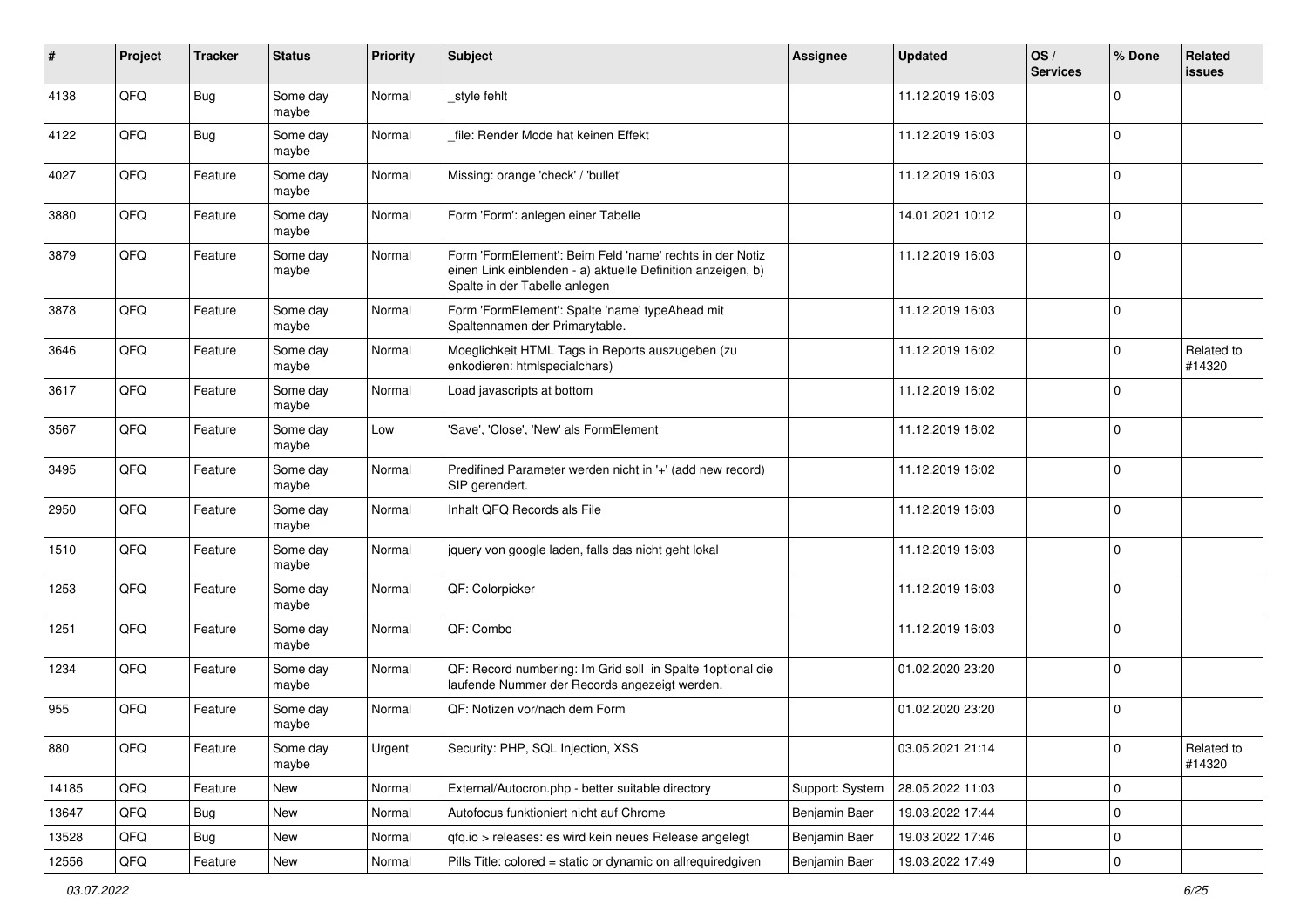| # | Project | Tracker | Status | Priority | Subject | Assignee | Updated | OS / Services | % Done | Related issues |
|---|---|---|---|---|---|---|---|---|---|---|
| 4138 | QFQ | Bug | Some day maybe | Normal | _style fehlt | | 11.12.2019 16:03 | | 0 | |
| 4122 | QFQ | Bug | Some day maybe | Normal | _file: Render Mode hat keinen Effekt | | 11.12.2019 16:03 | | 0 | |
| 4027 | QFQ | Feature | Some day maybe | Normal | Missing: orange 'check' / 'bullet' | | 11.12.2019 16:03 | | 0 | |
| 3880 | QFQ | Feature | Some day maybe | Normal | Form 'Form': anlegen einer Tabelle | | 14.01.2021 10:12 | | 0 | |
| 3879 | QFQ | Feature | Some day maybe | Normal | Form 'FormElement': Beim Feld 'name' rechts in der Notiz einen Link einblenden - a) aktuelle Definition anzeigen, b) Spalte in der Tabelle anlegen | | 11.12.2019 16:03 | | 0 | |
| 3878 | QFQ | Feature | Some day maybe | Normal | Form 'FormElement': Spalte 'name' typeAhead mit Spaltennamen der Primarytable. | | 11.12.2019 16:03 | | 0 | |
| 3646 | QFQ | Feature | Some day maybe | Normal | Moeglichkeit HTML Tags in Reports auszugeben (zu enkodieren: htmlspecialchars) | | 11.12.2019 16:02 | | 0 | Related to #14320 |
| 3617 | QFQ | Feature | Some day maybe | Normal | Load javascripts at bottom | | 11.12.2019 16:02 | | 0 | |
| 3567 | QFQ | Feature | Some day maybe | Low | 'Save', 'Close', 'New' als FormElement | | 11.12.2019 16:02 | | 0 | |
| 3495 | QFQ | Feature | Some day maybe | Normal | Predifined Parameter werden nicht in '+' (add new record) SIP gerendert. | | 11.12.2019 16:02 | | 0 | |
| 2950 | QFQ | Feature | Some day maybe | Normal | Inhalt QFQ Records als File | | 11.12.2019 16:03 | | 0 | |
| 1510 | QFQ | Feature | Some day maybe | Normal | jquery von google laden, falls das nicht geht lokal | | 11.12.2019 16:03 | | 0 | |
| 1253 | QFQ | Feature | Some day maybe | Normal | QF: Colorpicker | | 11.12.2019 16:03 | | 0 | |
| 1251 | QFQ | Feature | Some day maybe | Normal | QF: Combo | | 11.12.2019 16:03 | | 0 | |
| 1234 | QFQ | Feature | Some day maybe | Normal | QF: Record numbering: Im Grid soll in Spalte 1optional die laufende Nummer der Records angezeigt werden. | | 01.02.2020 23:20 | | 0 | |
| 955 | QFQ | Feature | Some day maybe | Normal | QF: Notizen vor/nach dem Form | | 01.02.2020 23:20 | | 0 | |
| 880 | QFQ | Feature | Some day maybe | Urgent | Security: PHP, SQL Injection, XSS | | 03.05.2021 21:14 | | 0 | Related to #14320 |
| 14185 | QFQ | Feature | New | Normal | External/Autocron.php - better suitable directory | Support: System | 28.05.2022 11:03 | | 0 | |
| 13647 | QFQ | Bug | New | Normal | Autofocus funktioniert nicht auf Chrome | Benjamin Baer | 19.03.2022 17:44 | | 0 | |
| 13528 | QFQ | Bug | New | Normal | qfq.io > releases: es wird kein neues Release angelegt | Benjamin Baer | 19.03.2022 17:46 | | 0 | |
| 12556 | QFQ | Feature | New | Normal | Pills Title: colored = static or dynamic on allrequiredgiven | Benjamin Baer | 19.03.2022 17:49 | | 0 | |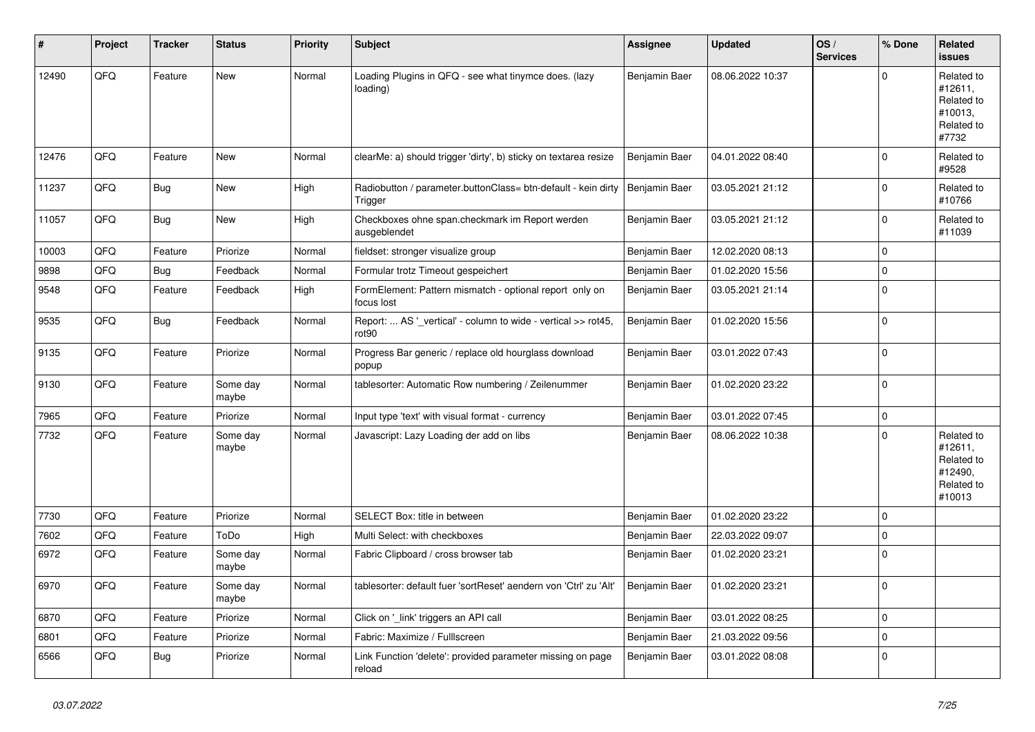| # | Project | Tracker | Status | Priority | Subject | Assignee | Updated | OS / Services | % Done | Related issues |
|---|---|---|---|---|---|---|---|---|---|---|
| 12490 | QFQ | Feature | New | Normal | Loading Plugins in QFQ - see what tinymce does. (lazy loading) | Benjamin Baer | 08.06.2022 10:37 | | 0 | Related to #12611, Related to #10013, Related to #7732 |
| 12476 | QFQ | Feature | New | Normal | clearMe: a) should trigger 'dirty', b) sticky on textarea resize | Benjamin Baer | 04.01.2022 08:40 | | 0 | Related to #9528 |
| 11237 | QFQ | Bug | New | High | Radiobutton / parameter.buttonClass= btn-default - kein dirty Trigger | Benjamin Baer | 03.05.2021 21:12 | | 0 | Related to #10766 |
| 11057 | QFQ | Bug | New | High | Checkboxes ohne span.checkmark im Report werden ausgeblendet | Benjamin Baer | 03.05.2021 21:12 | | 0 | Related to #11039 |
| 10003 | QFQ | Feature | Priorize | Normal | fieldset: stronger visualize group | Benjamin Baer | 12.02.2020 08:13 | | 0 | |
| 9898 | QFQ | Bug | Feedback | Normal | Formular trotz Timeout gespeichert | Benjamin Baer | 01.02.2020 15:56 | | 0 | |
| 9548 | QFQ | Feature | Feedback | High | FormElement: Pattern mismatch - optional report only on focus lost | Benjamin Baer | 03.05.2021 21:14 | | 0 | |
| 9535 | QFQ | Bug | Feedback | Normal | Report: ... AS '_vertical' - column to wide - vertical >> rot45, rot90 | Benjamin Baer | 01.02.2020 15:56 | | 0 | |
| 9135 | QFQ | Feature | Priorize | Normal | Progress Bar generic / replace old hourglass download popup | Benjamin Baer | 03.01.2022 07:43 | | 0 | |
| 9130 | QFQ | Feature | Some day maybe | Normal | tablesorter: Automatic Row numbering / Zeilenummer | Benjamin Baer | 01.02.2020 23:22 | | 0 | |
| 7965 | QFQ | Feature | Priorize | Normal | Input type 'text' with visual format - currency | Benjamin Baer | 03.01.2022 07:45 | | 0 | |
| 7732 | QFQ | Feature | Some day maybe | Normal | Javascript: Lazy Loading der add on libs | Benjamin Baer | 08.06.2022 10:38 | | 0 | Related to #12611, Related to #12490, Related to #10013 |
| 7730 | QFQ | Feature | Priorize | Normal | SELECT Box: title in between | Benjamin Baer | 01.02.2020 23:22 | | 0 | |
| 7602 | QFQ | Feature | ToDo | High | Multi Select: with checkboxes | Benjamin Baer | 22.03.2022 09:07 | | 0 | |
| 6972 | QFQ | Feature | Some day maybe | Normal | Fabric Clipboard / cross browser tab | Benjamin Baer | 01.02.2020 23:21 | | 0 | |
| 6970 | QFQ | Feature | Some day maybe | Normal | tablesorter: default fuer 'sortReset' aendern von 'Ctrl' zu 'Alt' | Benjamin Baer | 01.02.2020 23:21 | | 0 | |
| 6870 | QFQ | Feature | Priorize | Normal | Click on '_link' triggers an API call | Benjamin Baer | 03.01.2022 08:25 | | 0 | |
| 6801 | QFQ | Feature | Priorize | Normal | Fabric: Maximize / Fulllscreen | Benjamin Baer | 21.03.2022 09:56 | | 0 | |
| 6566 | QFQ | Bug | Priorize | Normal | Link Function 'delete': provided parameter missing on page reload | Benjamin Baer | 03.01.2022 08:08 | | 0 | |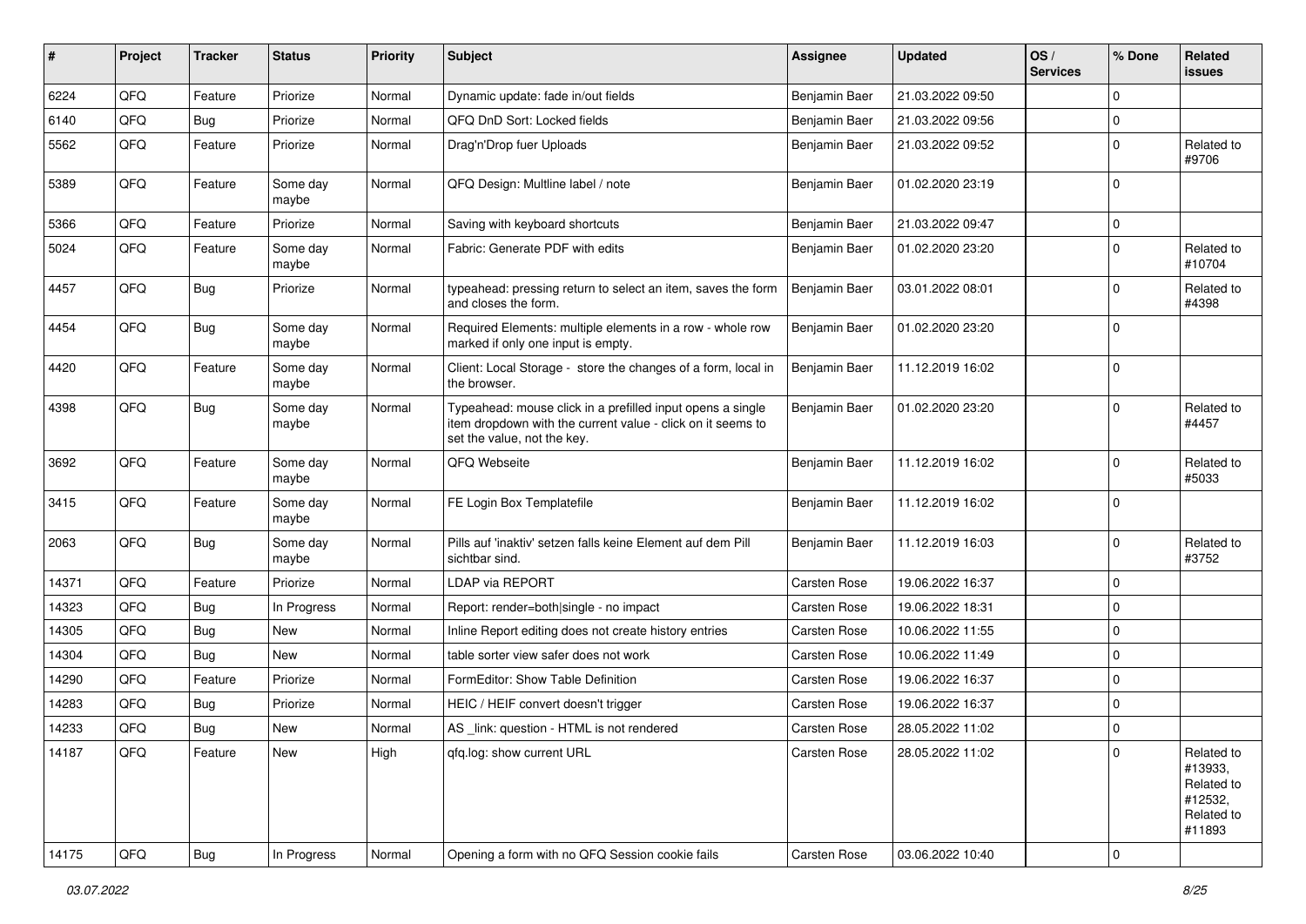| # | Project | Tracker | Status | Priority | Subject | Assignee | Updated | OS / Services | % Done | Related issues |
|---|---|---|---|---|---|---|---|---|---|---|
| 6224 | QFQ | Feature | Priorize | Normal | Dynamic update: fade in/out fields | Benjamin Baer | 21.03.2022 09:50 | | 0 | |
| 6140 | QFQ | Bug | Priorize | Normal | QFQ DnD Sort: Locked fields | Benjamin Baer | 21.03.2022 09:56 | | 0 | |
| 5562 | QFQ | Feature | Priorize | Normal | Drag'n'Drop fuer Uploads | Benjamin Baer | 21.03.2022 09:52 | | 0 | Related to #9706 |
| 5389 | QFQ | Feature | Some day maybe | Normal | QFQ Design: Multline label / note | Benjamin Baer | 01.02.2020 23:19 | | 0 | |
| 5366 | QFQ | Feature | Priorize | Normal | Saving with keyboard shortcuts | Benjamin Baer | 21.03.2022 09:47 | | 0 | |
| 5024 | QFQ | Feature | Some day maybe | Normal | Fabric: Generate PDF with edits | Benjamin Baer | 01.02.2020 23:20 | | 0 | Related to #10704 |
| 4457 | QFQ | Bug | Priorize | Normal | typeahead: pressing return to select an item, saves the form and closes the form. | Benjamin Baer | 03.01.2022 08:01 | | 0 | Related to #4398 |
| 4454 | QFQ | Bug | Some day maybe | Normal | Required Elements: multiple elements in a row - whole row marked if only one input is empty. | Benjamin Baer | 01.02.2020 23:20 | | 0 | |
| 4420 | QFQ | Feature | Some day maybe | Normal | Client: Local Storage - store the changes of a form, local in the browser. | Benjamin Baer | 11.12.2019 16:02 | | 0 | |
| 4398 | QFQ | Bug | Some day maybe | Normal | Typeahead: mouse click in a prefilled input opens a single item dropdown with the current value - click on it seems to set the value, not the key. | Benjamin Baer | 01.02.2020 23:20 | | 0 | Related to #4457 |
| 3692 | QFQ | Feature | Some day maybe | Normal | QFQ Webseite | Benjamin Baer | 11.12.2019 16:02 | | 0 | Related to #5033 |
| 3415 | QFQ | Feature | Some day maybe | Normal | FE Login Box Templatefile | Benjamin Baer | 11.12.2019 16:02 | | 0 | |
| 2063 | QFQ | Bug | Some day maybe | Normal | Pills auf 'inaktiv' setzen falls keine Element auf dem Pill sichtbar sind. | Benjamin Baer | 11.12.2019 16:03 | | 0 | Related to #3752 |
| 14371 | QFQ | Feature | Priorize | Normal | LDAP via REPORT | Carsten Rose | 19.06.2022 16:37 | | 0 | |
| 14323 | QFQ | Bug | In Progress | Normal | Report: render=both|single - no impact | Carsten Rose | 19.06.2022 18:31 | | 0 | |
| 14305 | QFQ | Bug | New | Normal | Inline Report editing does not create history entries | Carsten Rose | 10.06.2022 11:55 | | 0 | |
| 14304 | QFQ | Bug | New | Normal | table sorter view safer does not work | Carsten Rose | 10.06.2022 11:49 | | 0 | |
| 14290 | QFQ | Feature | Priorize | Normal | FormEditor: Show Table Definition | Carsten Rose | 19.06.2022 16:37 | | 0 | |
| 14283 | QFQ | Bug | Priorize | Normal | HEIC / HEIF convert doesn't trigger | Carsten Rose | 19.06.2022 16:37 | | 0 | |
| 14233 | QFQ | Bug | New | Normal | AS _link: question - HTML is not rendered | Carsten Rose | 28.05.2022 11:02 | | 0 | |
| 14187 | QFQ | Feature | New | High | qfq.log: show current URL | Carsten Rose | 28.05.2022 11:02 | | 0 | Related to #13933, Related to #12532, Related to #11893 |
| 14175 | QFQ | Bug | In Progress | Normal | Opening a form with no QFQ Session cookie fails | Carsten Rose | 03.06.2022 10:40 | | 0 | |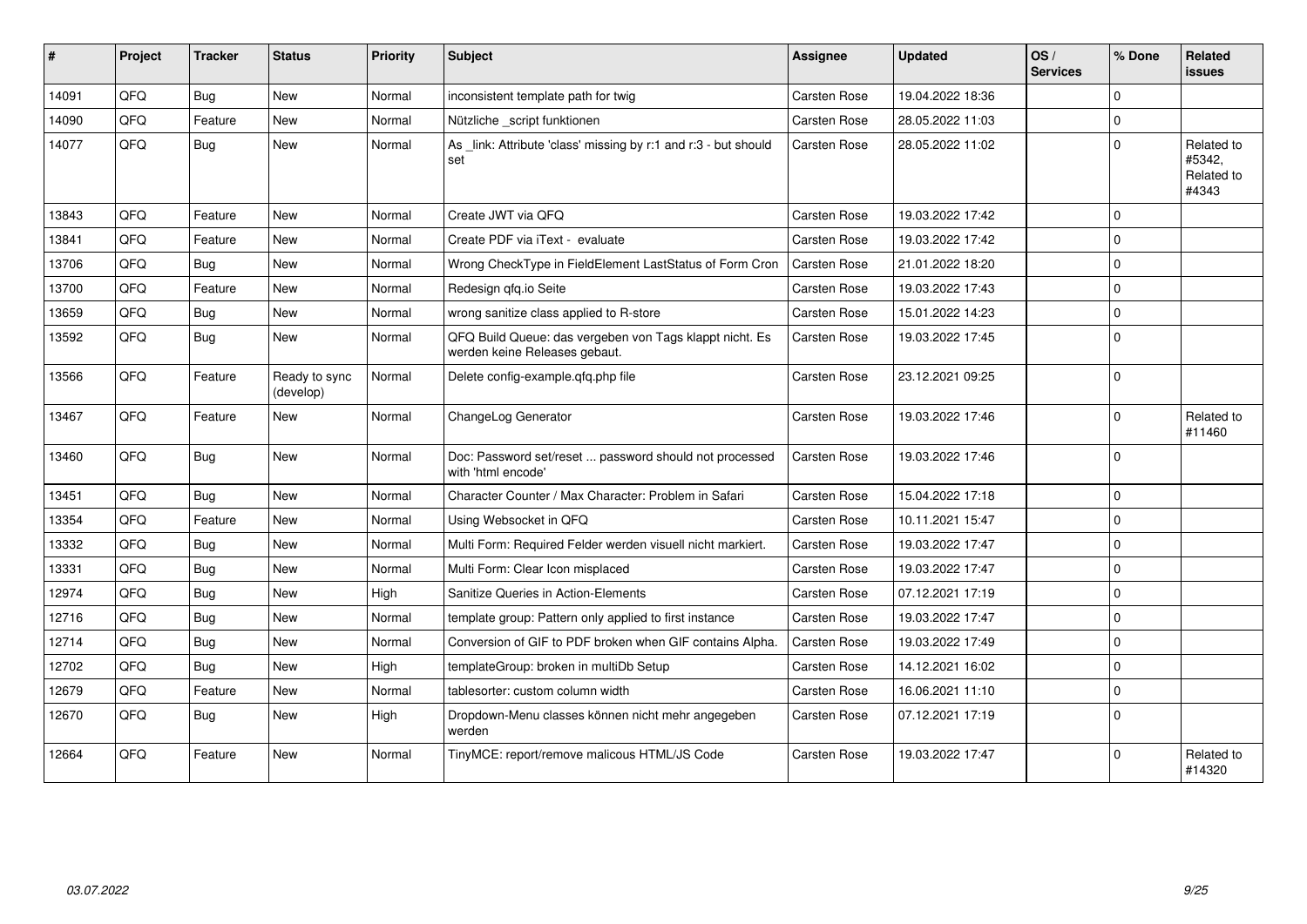| # | Project | Tracker | Status | Priority | Subject | Assignee | Updated | OS / Services | % Done | Related issues |
|---|---|---|---|---|---|---|---|---|---|---|
| 14091 | QFQ | Bug | New | Normal | inconsistent template path for twig | Carsten Rose | 19.04.2022 18:36 | | 0 | |
| 14090 | QFQ | Feature | New | Normal | Nützliche _script funktionen | Carsten Rose | 28.05.2022 11:03 | | 0 | |
| 14077 | QFQ | Bug | New | Normal | As _link: Attribute 'class' missing by r:1 and r:3 - but should set | Carsten Rose | 28.05.2022 11:02 | | 0 | Related to #5342, Related to #4343 |
| 13843 | QFQ | Feature | New | Normal | Create JWT via QFQ | Carsten Rose | 19.03.2022 17:42 | | 0 | |
| 13841 | QFQ | Feature | New | Normal | Create PDF via iText - evaluate | Carsten Rose | 19.03.2022 17:42 | | 0 | |
| 13706 | QFQ | Bug | New | Normal | Wrong CheckType in FieldElement LastStatus of Form Cron | Carsten Rose | 21.01.2022 18:20 | | 0 | |
| 13700 | QFQ | Feature | New | Normal | Redesign qfq.io Seite | Carsten Rose | 19.03.2022 17:43 | | 0 | |
| 13659 | QFQ | Bug | New | Normal | wrong sanitize class applied to R-store | Carsten Rose | 15.01.2022 14:23 | | 0 | |
| 13592 | QFQ | Bug | New | Normal | QFQ Build Queue: das vergeben von Tags klappt nicht. Es werden keine Releases gebaut. | Carsten Rose | 19.03.2022 17:45 | | 0 | |
| 13566 | QFQ | Feature | Ready to sync (develop) | Normal | Delete config-example.qfq.php file | Carsten Rose | 23.12.2021 09:25 | | 0 | |
| 13467 | QFQ | Feature | New | Normal | ChangeLog Generator | Carsten Rose | 19.03.2022 17:46 | | 0 | Related to #11460 |
| 13460 | QFQ | Bug | New | Normal | Doc: Password set/reset ... password should not processed with 'html encode' | Carsten Rose | 19.03.2022 17:46 | | 0 | |
| 13451 | QFQ | Bug | New | Normal | Character Counter / Max Character: Problem in Safari | Carsten Rose | 15.04.2022 17:18 | | 0 | |
| 13354 | QFQ | Feature | New | Normal | Using Websocket in QFQ | Carsten Rose | 10.11.2021 15:47 | | 0 | |
| 13332 | QFQ | Bug | New | Normal | Multi Form: Required Felder werden visuell nicht markiert. | Carsten Rose | 19.03.2022 17:47 | | 0 | |
| 13331 | QFQ | Bug | New | Normal | Multi Form: Clear Icon misplaced | Carsten Rose | 19.03.2022 17:47 | | 0 | |
| 12974 | QFQ | Bug | New | High | Sanitize Queries in Action-Elements | Carsten Rose | 07.12.2021 17:19 | | 0 | |
| 12716 | QFQ | Bug | New | Normal | template group: Pattern only applied to first instance | Carsten Rose | 19.03.2022 17:47 | | 0 | |
| 12714 | QFQ | Bug | New | Normal | Conversion of GIF to PDF broken when GIF contains Alpha. | Carsten Rose | 19.03.2022 17:49 | | 0 | |
| 12702 | QFQ | Bug | New | High | templateGroup: broken in multiDb Setup | Carsten Rose | 14.12.2021 16:02 | | 0 | |
| 12679 | QFQ | Feature | New | Normal | tablesorter: custom column width | Carsten Rose | 16.06.2021 11:10 | | 0 | |
| 12670 | QFQ | Bug | New | High | Dropdown-Menu classes können nicht mehr angegeben werden | Carsten Rose | 07.12.2021 17:19 | | 0 | |
| 12664 | QFQ | Feature | New | Normal | TinyMCE: report/remove malicous HTML/JS Code | Carsten Rose | 19.03.2022 17:47 | | 0 | Related to #14320 |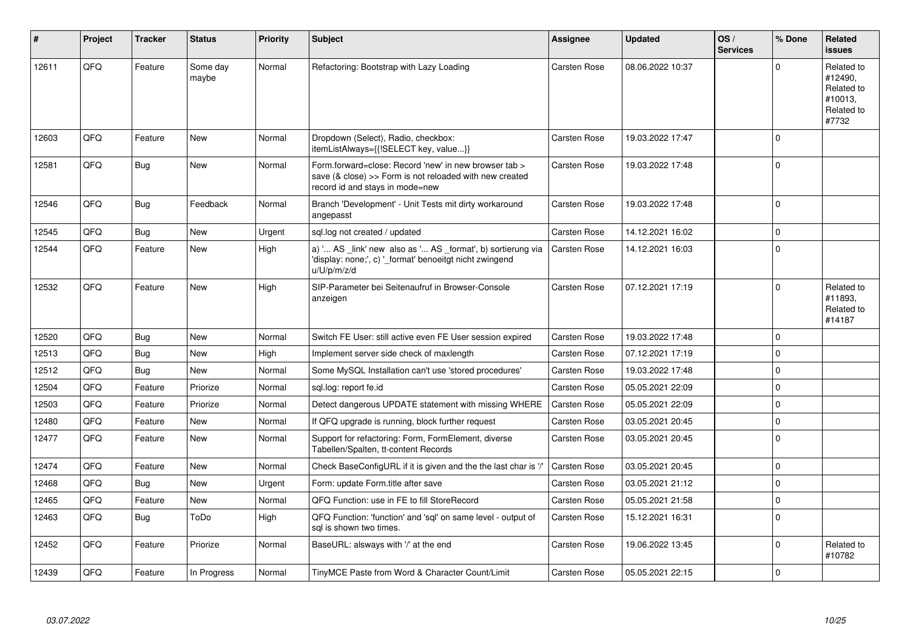| # | Project | Tracker | Status | Priority | Subject | Assignee | Updated | OS / Services | % Done | Related issues |
|---|---|---|---|---|---|---|---|---|---|---|
| 12611 | QFQ | Feature | Some day maybe | Normal | Refactoring: Bootstrap with Lazy Loading | Carsten Rose | 08.06.2022 10:37 | | 0 | Related to #12490, Related to #10013, Related to #7732 |
| 12603 | QFQ | Feature | New | Normal | Dropdown (Select), Radio, checkbox: itemListAlways={{!SELECT key, value...}} | Carsten Rose | 19.03.2022 17:47 | | 0 | |
| 12581 | QFQ | Bug | New | Normal | Form.forward=close: Record 'new' in new browser tab > save (& close) >> Form is not reloaded with new created record id and stays in mode=new | Carsten Rose | 19.03.2022 17:48 | | 0 | |
| 12546 | QFQ | Bug | Feedback | Normal | Branch 'Development' - Unit Tests mit dirty workaround angepasst | Carsten Rose | 19.03.2022 17:48 | | 0 | |
| 12545 | QFQ | Bug | New | Urgent | sql.log not created / updated | Carsten Rose | 14.12.2021 16:02 | | 0 | |
| 12544 | QFQ | Feature | New | High | a) '... AS _link' new also as '... AS _format', b) sortierung via 'display: none;', c) '_format' benoeitgt nicht zwingend u/U/p/m/z/d | Carsten Rose | 14.12.2021 16:03 | | 0 | |
| 12532 | QFQ | Feature | New | High | SIP-Parameter bei Seitenaufruf in Browser-Console anzeigen | Carsten Rose | 07.12.2021 17:19 | | 0 | Related to #11893, Related to #14187 |
| 12520 | QFQ | Bug | New | Normal | Switch FE User: still active even FE User session expired | Carsten Rose | 19.03.2022 17:48 | | 0 | |
| 12513 | QFQ | Bug | New | High | Implement server side check of maxlength | Carsten Rose | 07.12.2021 17:19 | | 0 | |
| 12512 | QFQ | Bug | New | Normal | Some MySQL Installation can't use 'stored procedures' | Carsten Rose | 19.03.2022 17:48 | | 0 | |
| 12504 | QFQ | Feature | Priorize | Normal | sql.log: report fe.id | Carsten Rose | 05.05.2021 22:09 | | 0 | |
| 12503 | QFQ | Feature | Priorize | Normal | Detect dangerous UPDATE statement with missing WHERE | Carsten Rose | 05.05.2021 22:09 | | 0 | |
| 12480 | QFQ | Feature | New | Normal | If QFQ upgrade is running, block further request | Carsten Rose | 03.05.2021 20:45 | | 0 | |
| 12477 | QFQ | Feature | New | Normal | Support for refactoring: Form, FormElement, diverse Tabellen/Spalten, tt-content Records | Carsten Rose | 03.05.2021 20:45 | | 0 | |
| 12474 | QFQ | Feature | New | Normal | Check BaseConfigURL if it is given and the the last char is '/' | Carsten Rose | 03.05.2021 20:45 | | 0 | |
| 12468 | QFQ | Bug | New | Urgent | Form: update Form.title after save | Carsten Rose | 03.05.2021 21:12 | | 0 | |
| 12465 | QFQ | Feature | New | Normal | QFQ Function: use in FE to fill StoreRecord | Carsten Rose | 05.05.2021 21:58 | | 0 | |
| 12463 | QFQ | Bug | ToDo | High | QFQ Function: 'function' and 'sql' on same level - output of sql is shown two times. | Carsten Rose | 15.12.2021 16:31 | | 0 | |
| 12452 | QFQ | Feature | Priorize | Normal | BaseURL: alsways with '/' at the end | Carsten Rose | 19.06.2022 13:45 | | 0 | Related to #10782 |
| 12439 | QFQ | Feature | In Progress | Normal | TinyMCE Paste from Word & Character Count/Limit | Carsten Rose | 05.05.2021 22:15 | | 0 | |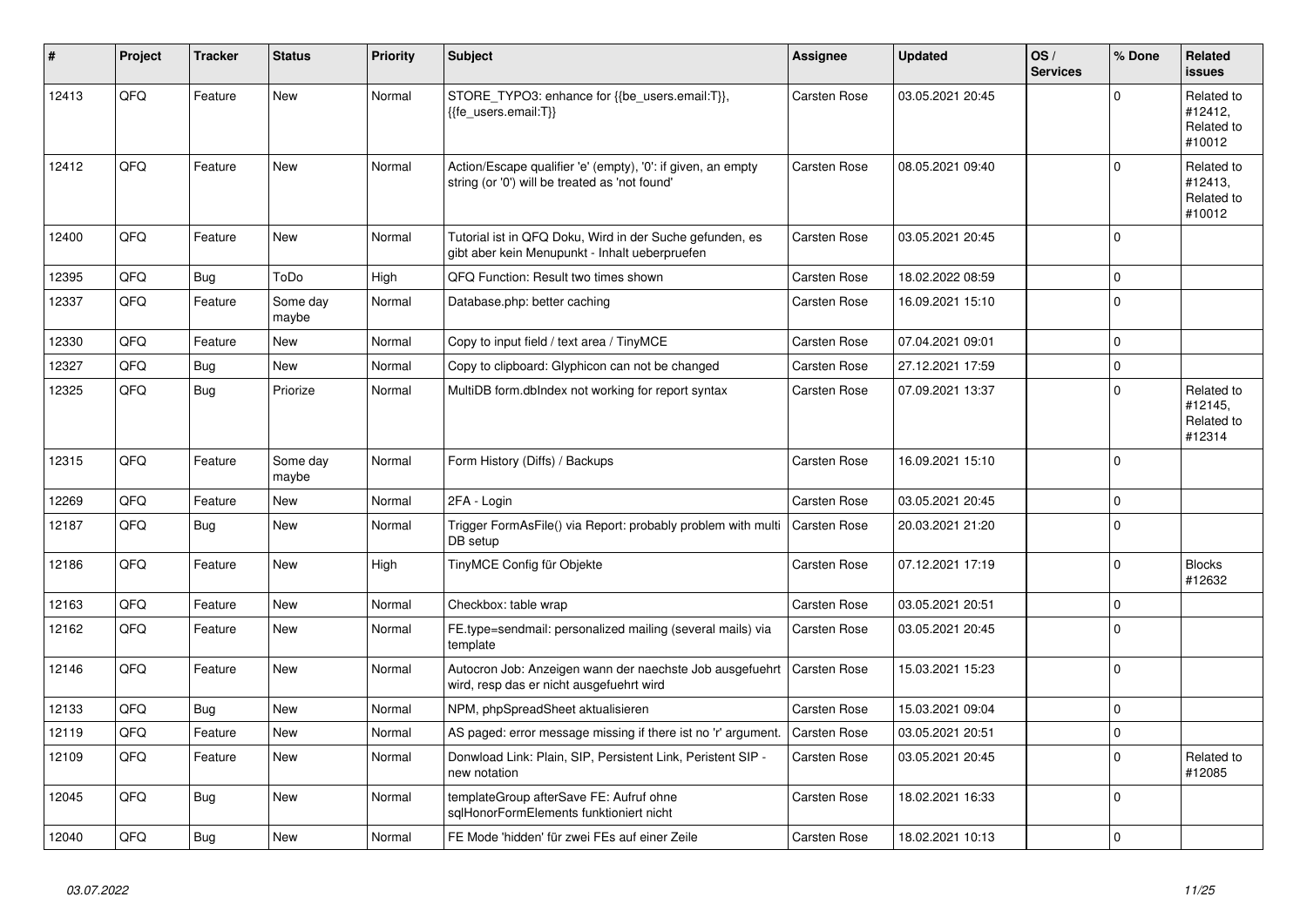| # | Project | Tracker | Status | Priority | Subject | Assignee | Updated | OS / Services | % Done | Related issues |
|---|---|---|---|---|---|---|---|---|---|---|
| 12413 | QFQ | Feature | New | Normal | STORE_TYPO3: enhance for {{be_users.email:T}}, {{fe_users.email:T}} | Carsten Rose | 03.05.2021 20:45 | | 0 | Related to #12412, Related to #10012 |
| 12412 | QFQ | Feature | New | Normal | Action/Escape qualifier 'e' (empty), '0': if given, an empty string (or '0') will be treated as 'not found' | Carsten Rose | 08.05.2021 09:40 | | 0 | Related to #12413, Related to #10012 |
| 12400 | QFQ | Feature | New | Normal | Tutorial ist in QFQ Doku, Wird in der Suche gefunden, es gibt aber kein Menupunkt - Inhalt ueberpruefen | Carsten Rose | 03.05.2021 20:45 | | 0 | |
| 12395 | QFQ | Bug | ToDo | High | QFQ Function: Result two times shown | Carsten Rose | 18.02.2022 08:59 | | 0 | |
| 12337 | QFQ | Feature | Some day maybe | Normal | Database.php: better caching | Carsten Rose | 16.09.2021 15:10 | | 0 | |
| 12330 | QFQ | Feature | New | Normal | Copy to input field / text area / TinyMCE | Carsten Rose | 07.04.2021 09:01 | | 0 | |
| 12327 | QFQ | Bug | New | Normal | Copy to clipboard: Glyphicon can not be changed | Carsten Rose | 27.12.2021 17:59 | | 0 | |
| 12325 | QFQ | Bug | Priorize | Normal | MultiDB form.dbIndex not working for report syntax | Carsten Rose | 07.09.2021 13:37 | | 0 | Related to #12145, Related to #12314 |
| 12315 | QFQ | Feature | Some day maybe | Normal | Form History (Diffs) / Backups | Carsten Rose | 16.09.2021 15:10 | | 0 | |
| 12269 | QFQ | Feature | New | Normal | 2FA - Login | Carsten Rose | 03.05.2021 20:45 | | 0 | |
| 12187 | QFQ | Bug | New | Normal | Trigger FormAsFile() via Report: probably problem with multi DB setup | Carsten Rose | 20.03.2021 21:20 | | 0 | |
| 12186 | QFQ | Feature | New | High | TinyMCE Config für Objekte | Carsten Rose | 07.12.2021 17:19 | | 0 | Blocks #12632 |
| 12163 | QFQ | Feature | New | Normal | Checkbox: table wrap | Carsten Rose | 03.05.2021 20:51 | | 0 | |
| 12162 | QFQ | Feature | New | Normal | FE.type=sendmail: personalized mailing (several mails) via template | Carsten Rose | 03.05.2021 20:45 | | 0 | |
| 12146 | QFQ | Feature | New | Normal | Autocron Job: Anzeigen wann der naechste Job ausgefuehrt wird, resp das er nicht ausgefuehrt wird | Carsten Rose | 15.03.2021 15:23 | | 0 | |
| 12133 | QFQ | Bug | New | Normal | NPM, phpSpreadSheet aktualisieren | Carsten Rose | 15.03.2021 09:04 | | 0 | |
| 12119 | QFQ | Feature | New | Normal | AS paged: error message missing if there ist no 'r' argument. | Carsten Rose | 03.05.2021 20:51 | | 0 | |
| 12109 | QFQ | Feature | New | Normal | Donwload Link: Plain, SIP, Persistent Link, Peristent SIP - new notation | Carsten Rose | 03.05.2021 20:45 | | 0 | Related to #12085 |
| 12045 | QFQ | Bug | New | Normal | templateGroup afterSave FE: Aufruf ohne sqlHonorFormElements funktioniert nicht | Carsten Rose | 18.02.2021 16:33 | | 0 | |
| 12040 | QFQ | Bug | New | Normal | FE Mode 'hidden' für zwei FEs auf einer Zeile | Carsten Rose | 18.02.2021 10:13 | | 0 | |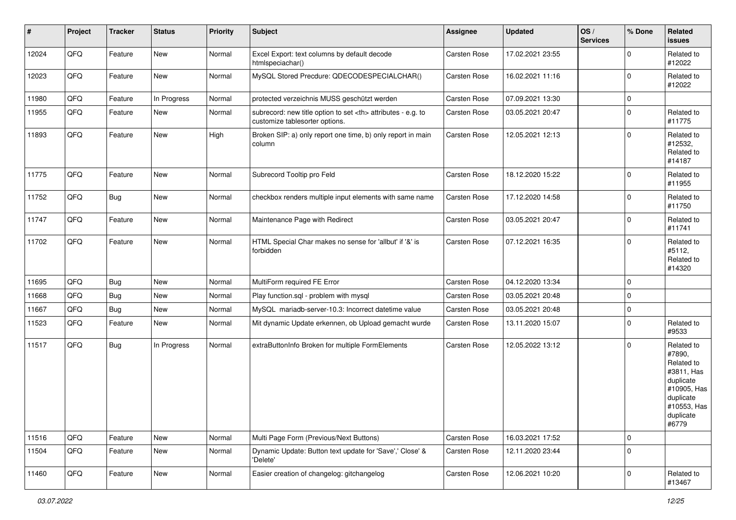| # | Project | Tracker | Status | Priority | Subject | Assignee | Updated | OS / Services | % Done | Related issues |
|---|---|---|---|---|---|---|---|---|---|---|
| 12024 | QFQ | Feature | New | Normal | Excel Export: text columns by default decode htmlspeciachar() | Carsten Rose | 17.02.2021 23:55 | | 0 | Related to #12022 |
| 12023 | QFQ | Feature | New | Normal | MySQL Stored Precdure: QDECODESPECIALCHAR() | Carsten Rose | 16.02.2021 11:16 | | 0 | Related to #12022 |
| 11980 | QFQ | Feature | In Progress | Normal | protected verzeichnis MUSS geschützt werden | Carsten Rose | 07.09.2021 13:30 | | 0 | |
| 11955 | QFQ | Feature | New | Normal | subrecord: new title option to set <th> attributes - e.g. to customize tablesorter options. | Carsten Rose | 03.05.2021 20:47 | | 0 | Related to #11775 |
| 11893 | QFQ | Feature | New | High | Broken SIP: a) only report one time, b) only report in main column | Carsten Rose | 12.05.2021 12:13 | | 0 | Related to #12532, Related to #14187 |
| 11775 | QFQ | Feature | New | Normal | Subrecord Tooltip pro Feld | Carsten Rose | 18.12.2020 15:22 | | 0 | Related to #11955 |
| 11752 | QFQ | Bug | New | Normal | checkbox renders multiple input elements with same name | Carsten Rose | 17.12.2020 14:58 | | 0 | Related to #11750 |
| 11747 | QFQ | Feature | New | Normal | Maintenance Page with Redirect | Carsten Rose | 03.05.2021 20:47 | | 0 | Related to #11741 |
| 11702 | QFQ | Feature | New | Normal | HTML Special Char makes no sense for 'allbut' if '&' is forbidden | Carsten Rose | 07.12.2021 16:35 | | 0 | Related to #5112, Related to #14320 |
| 11695 | QFQ | Bug | New | Normal | MultiForm required FE Error | Carsten Rose | 04.12.2020 13:34 | | 0 | |
| 11668 | QFQ | Bug | New | Normal | Play function.sql - problem with mysql | Carsten Rose | 03.05.2021 20:48 | | 0 | |
| 11667 | QFQ | Bug | New | Normal | MySQL mariadb-server-10.3: Incorrect datetime value | Carsten Rose | 03.05.2021 20:48 | | 0 | |
| 11523 | QFQ | Feature | New | Normal | Mit dynamic Update erkennen, ob Upload gemacht wurde | Carsten Rose | 13.11.2020 15:07 | | 0 | Related to #9533 |
| 11517 | QFQ | Bug | In Progress | Normal | extraButtonInfo Broken for multiple FormElements | Carsten Rose | 12.05.2022 13:12 | | 0 | Related to #7890, Related to #3811, Has duplicate #10905, Has duplicate #10553, Has duplicate #6779 |
| 11516 | QFQ | Feature | New | Normal | Multi Page Form (Previous/Next Buttons) | Carsten Rose | 16.03.2021 17:52 | | 0 | |
| 11504 | QFQ | Feature | New | Normal | Dynamic Update: Button text update for 'Save',' Close' & 'Delete' | Carsten Rose | 12.11.2020 23:44 | | 0 | |
| 11460 | QFQ | Feature | New | Normal | Easier creation of changelog: gitchangelog | Carsten Rose | 12.06.2021 10:20 | | 0 | Related to #13467 |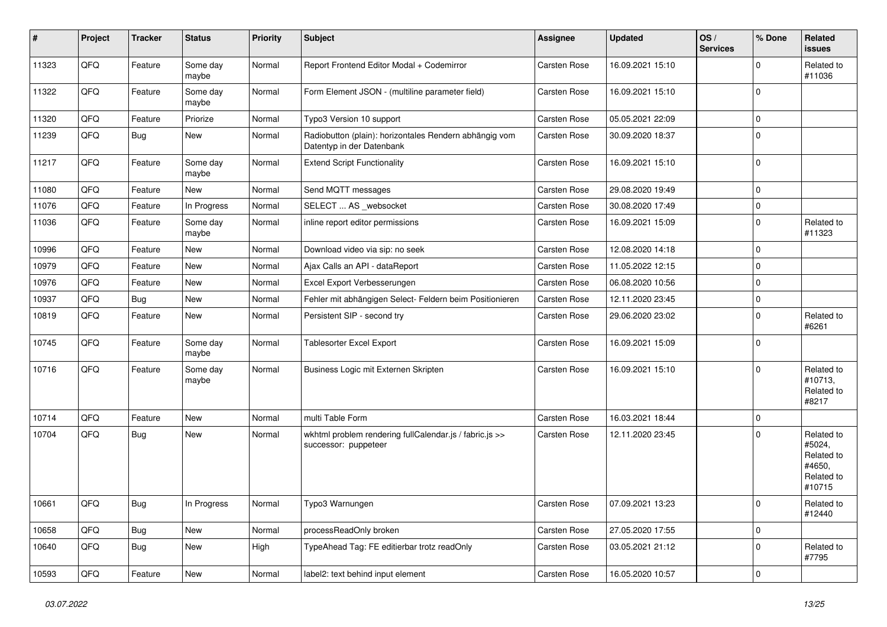| # | Project | Tracker | Status | Priority | Subject | Assignee | Updated | OS / Services | % Done | Related issues |
|---|---|---|---|---|---|---|---|---|---|---|
| 11323 | QFQ | Feature | Some day maybe | Normal | Report Frontend Editor Modal + Codemirror | Carsten Rose | 16.09.2021 15:10 | | 0 | Related to #11036 |
| 11322 | QFQ | Feature | Some day maybe | Normal | Form Element JSON - (multiline parameter field) | Carsten Rose | 16.09.2021 15:10 | | 0 | |
| 11320 | QFQ | Feature | Priorize | Normal | Typo3 Version 10 support | Carsten Rose | 05.05.2021 22:09 | | 0 | |
| 11239 | QFQ | Bug | New | Normal | Radiobutton (plain): horizontales Rendern abhängig vom Datentyp in der Datenbank | Carsten Rose | 30.09.2020 18:37 | | 0 | |
| 11217 | QFQ | Feature | Some day maybe | Normal | Extend Script Functionality | Carsten Rose | 16.09.2021 15:10 | | 0 | |
| 11080 | QFQ | Feature | New | Normal | Send MQTT messages | Carsten Rose | 29.08.2020 19:49 | | 0 | |
| 11076 | QFQ | Feature | In Progress | Normal | SELECT ... AS _websocket | Carsten Rose | 30.08.2020 17:49 | | 0 | |
| 11036 | QFQ | Feature | Some day maybe | Normal | inline report editor permissions | Carsten Rose | 16.09.2021 15:09 | | 0 | Related to #11323 |
| 10996 | QFQ | Feature | New | Normal | Download video via sip: no seek | Carsten Rose | 12.08.2020 14:18 | | 0 | |
| 10979 | QFQ | Feature | New | Normal | Ajax Calls an API - dataReport | Carsten Rose | 11.05.2022 12:15 | | 0 | |
| 10976 | QFQ | Feature | New | Normal | Excel Export Verbesserungen | Carsten Rose | 06.08.2020 10:56 | | 0 | |
| 10937 | QFQ | Bug | New | Normal | Fehler mit abhängigen Select- Feldern beim Positionieren | Carsten Rose | 12.11.2020 23:45 | | 0 | |
| 10819 | QFQ | Feature | New | Normal | Persistent SIP - second try | Carsten Rose | 29.06.2020 23:02 | | 0 | Related to #6261 |
| 10745 | QFQ | Feature | Some day maybe | Normal | Tablesorter Excel Export | Carsten Rose | 16.09.2021 15:09 | | 0 | |
| 10716 | QFQ | Feature | Some day maybe | Normal | Business Logic mit Externen Skripten | Carsten Rose | 16.09.2021 15:10 | | 0 | Related to #10713, Related to #8217 |
| 10714 | QFQ | Feature | New | Normal | multi Table Form | Carsten Rose | 16.03.2021 18:44 | | 0 | |
| 10704 | QFQ | Bug | New | Normal | wkhtml problem rendering fullCalendar.js / fabric.js >> successor: puppeteer | Carsten Rose | 12.11.2020 23:45 | | 0 | Related to #5024, Related to #4650, Related to #10715 |
| 10661 | QFQ | Bug | In Progress | Normal | Typo3 Warnungen | Carsten Rose | 07.09.2021 13:23 | | 0 | Related to #12440 |
| 10658 | QFQ | Bug | New | Normal | processReadOnly broken | Carsten Rose | 27.05.2020 17:55 | | 0 | |
| 10640 | QFQ | Bug | New | High | TypeAhead Tag: FE editierbar trotz readOnly | Carsten Rose | 03.05.2021 21:12 | | 0 | Related to #7795 |
| 10593 | QFQ | Feature | New | Normal | label2: text behind input element | Carsten Rose | 16.05.2020 10:57 | | 0 | |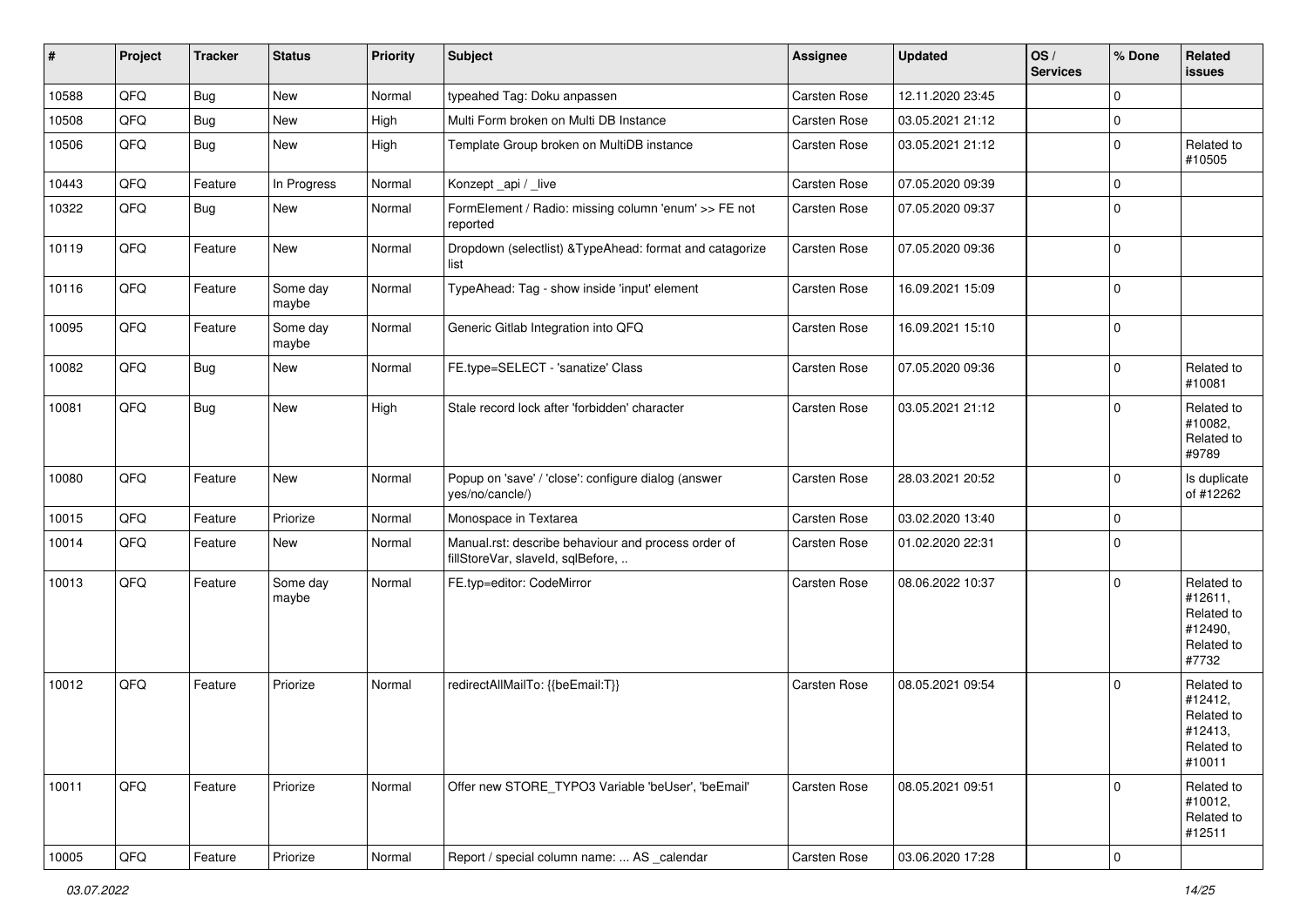| # | Project | Tracker | Status | Priority | Subject | Assignee | Updated | OS / Services | % Done | Related issues |
|---|---|---|---|---|---|---|---|---|---|---|
| 10588 | QFQ | Bug | New | Normal | typeahed Tag: Doku anpassen | Carsten Rose | 12.11.2020 23:45 | | 0 | |
| 10508 | QFQ | Bug | New | High | Multi Form broken on Multi DB Instance | Carsten Rose | 03.05.2021 21:12 | | 0 | |
| 10506 | QFQ | Bug | New | High | Template Group broken on MultiDB instance | Carsten Rose | 03.05.2021 21:12 | | 0 | Related to #10505 |
| 10443 | QFQ | Feature | In Progress | Normal | Konzept _api / _live | Carsten Rose | 07.05.2020 09:39 | | 0 | |
| 10322 | QFQ | Bug | New | Normal | FormElement / Radio: missing column 'enum' >> FE not reported | Carsten Rose | 07.05.2020 09:37 | | 0 | |
| 10119 | QFQ | Feature | New | Normal | Dropdown (selectlist) &TypeAhead: format and catagorize list | Carsten Rose | 07.05.2020 09:36 | | 0 | |
| 10116 | QFQ | Feature | Some day maybe | Normal | TypeAhead: Tag - show inside 'input' element | Carsten Rose | 16.09.2021 15:09 | | 0 | |
| 10095 | QFQ | Feature | Some day maybe | Normal | Generic Gitlab Integration into QFQ | Carsten Rose | 16.09.2021 15:10 | | 0 | |
| 10082 | QFQ | Bug | New | Normal | FE.type=SELECT - 'sanatize' Class | Carsten Rose | 07.05.2020 09:36 | | 0 | Related to #10081 |
| 10081 | QFQ | Bug | New | High | Stale record lock after 'forbidden' character | Carsten Rose | 03.05.2021 21:12 | | 0 | Related to #10082, Related to #9789 |
| 10080 | QFQ | Feature | New | Normal | Popup on 'save' / 'close': configure dialog (answer yes/no/cancle/) | Carsten Rose | 28.03.2021 20:52 | | 0 | Is duplicate of #12262 |
| 10015 | QFQ | Feature | Priorize | Normal | Monospace in Textarea | Carsten Rose | 03.02.2020 13:40 | | 0 | |
| 10014 | QFQ | Feature | New | Normal | Manual.rst: describe behaviour and process order of fillStoreVar, slaveId, sqlBefore, .. | Carsten Rose | 01.02.2020 22:31 | | 0 | |
| 10013 | QFQ | Feature | Some day maybe | Normal | FE.typ=editor: CodeMirror | Carsten Rose | 08.06.2022 10:37 | | 0 | Related to #12611, Related to #12490, Related to #7732 |
| 10012 | QFQ | Feature | Priorize | Normal | redirectAllMailTo: {{beEmail:T}} | Carsten Rose | 08.05.2021 09:54 | | 0 | Related to #12412, Related to #12413, Related to #10011 |
| 10011 | QFQ | Feature | Priorize | Normal | Offer new STORE_TYPO3 Variable 'beUser', 'beEmail' | Carsten Rose | 08.05.2021 09:51 | | 0 | Related to #10012, Related to #12511 |
| 10005 | QFQ | Feature | Priorize | Normal | Report / special column name: ... AS _calendar | Carsten Rose | 03.06.2020 17:28 | | 0 | |

*03.07.2022*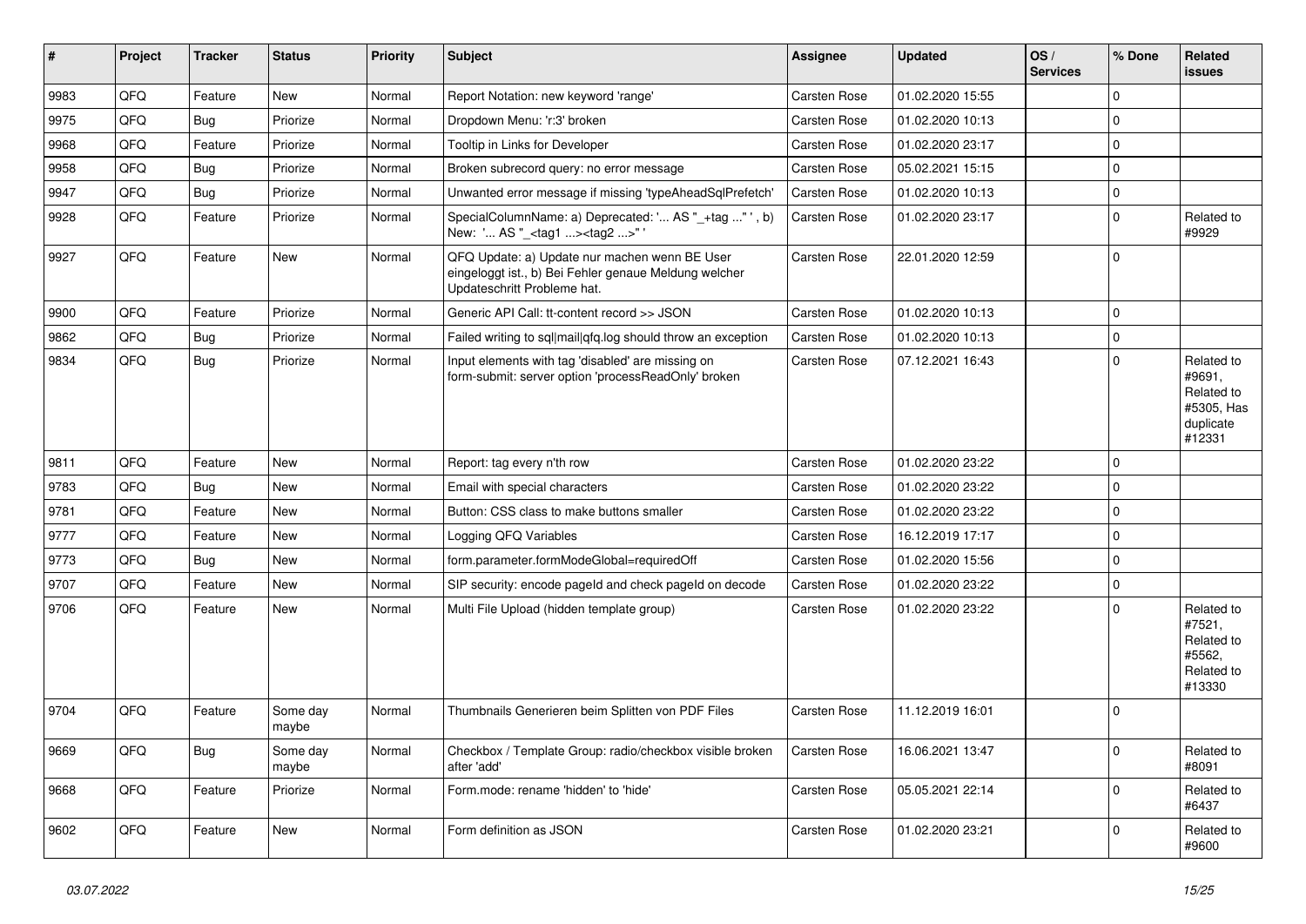| # | Project | Tracker | Status | Priority | Subject | Assignee | Updated | OS / Services | % Done | Related issues |
|---|---|---|---|---|---|---|---|---|---|---|
| 9983 | QFQ | Feature | New | Normal | Report Notation: new keyword 'range' | Carsten Rose | 01.02.2020 15:55 | | 0 | |
| 9975 | QFQ | Bug | Priorize | Normal | Dropdown Menu: 'r:3' broken | Carsten Rose | 01.02.2020 10:13 | | 0 | |
| 9968 | QFQ | Feature | Priorize | Normal | Tooltip in Links for Developer | Carsten Rose | 01.02.2020 23:17 | | 0 | |
| 9958 | QFQ | Bug | Priorize | Normal | Broken subrecord query: no error message | Carsten Rose | 05.02.2021 15:15 | | 0 | |
| 9947 | QFQ | Bug | Priorize | Normal | Unwanted error message if missing 'typeAheadSqlPrefetch' | Carsten Rose | 01.02.2020 10:13 | | 0 | |
| 9928 | QFQ | Feature | Priorize | Normal | SpecialColumnName: a) Deprecated: '... AS "_+tag ..." ', b) New: '... AS "_<tag1 ...><tag2 ...>" ' | Carsten Rose | 01.02.2020 23:17 | | 0 | Related to #9929 |
| 9927 | QFQ | Feature | New | Normal | QFQ Update: a) Update nur machen wenn BE User eingeloggt ist., b) Bei Fehler genaue Meldung welcher Updateschritt Probleme hat. | Carsten Rose | 22.01.2020 12:59 | | 0 | |
| 9900 | QFQ | Feature | Priorize | Normal | Generic API Call: tt-content record >> JSON | Carsten Rose | 01.02.2020 10:13 | | 0 | |
| 9862 | QFQ | Bug | Priorize | Normal | Failed writing to sql\|mail\|qfq.log should throw an exception | Carsten Rose | 01.02.2020 10:13 | | 0 | |
| 9834 | QFQ | Bug | Priorize | Normal | Input elements with tag 'disabled' are missing on form-submit: server option 'processReadOnly' broken | Carsten Rose | 07.12.2021 16:43 | | 0 | Related to #9691, Related to #5305, Has duplicate #12331 |
| 9811 | QFQ | Feature | New | Normal | Report: tag every n'th row | Carsten Rose | 01.02.2020 23:22 | | 0 | |
| 9783 | QFQ | Bug | New | Normal | Email with special characters | Carsten Rose | 01.02.2020 23:22 | | 0 | |
| 9781 | QFQ | Feature | New | Normal | Button: CSS class to make buttons smaller | Carsten Rose | 01.02.2020 23:22 | | 0 | |
| 9777 | QFQ | Feature | New | Normal | Logging QFQ Variables | Carsten Rose | 16.12.2019 17:17 | | 0 | |
| 9773 | QFQ | Bug | New | Normal | form.parameter.formModeGlobal=requiredOff | Carsten Rose | 01.02.2020 15:56 | | 0 | |
| 9707 | QFQ | Feature | New | Normal | SIP security: encode pageId and check pageId on decode | Carsten Rose | 01.02.2020 23:22 | | 0 | |
| 9706 | QFQ | Feature | New | Normal | Multi File Upload (hidden template group) | Carsten Rose | 01.02.2020 23:22 | | 0 | Related to #7521, Related to #5562, Related to #13330 |
| 9704 | QFQ | Feature | Some day maybe | Normal | Thumbnails Generieren beim Splitten von PDF Files | Carsten Rose | 11.12.2019 16:01 | | 0 | |
| 9669 | QFQ | Bug | Some day maybe | Normal | Checkbox / Template Group: radio/checkbox visible broken after 'add' | Carsten Rose | 16.06.2021 13:47 | | 0 | Related to #8091 |
| 9668 | QFQ | Feature | Priorize | Normal | Form.mode: rename 'hidden' to 'hide' | Carsten Rose | 05.05.2021 22:14 | | 0 | Related to #6437 |
| 9602 | QFQ | Feature | New | Normal | Form definition as JSON | Carsten Rose | 01.02.2020 23:21 | | 0 | Related to #9600 |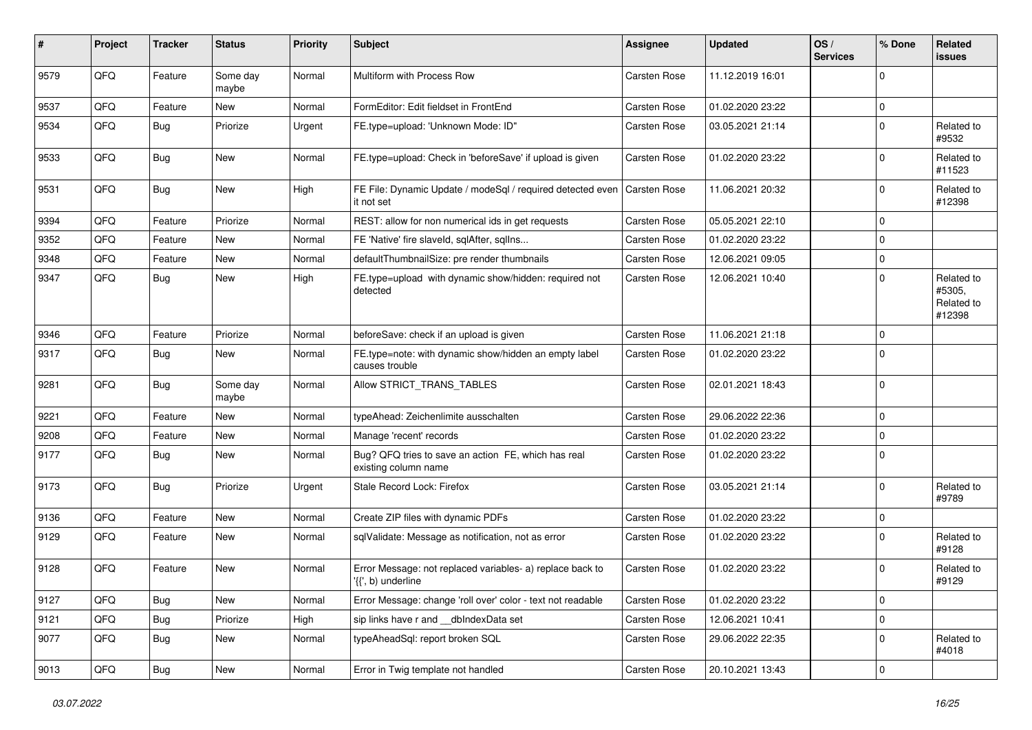| # | Project | Tracker | Status | Priority | Subject | Assignee | Updated | OS / Services | % Done | Related issues |
|---|---|---|---|---|---|---|---|---|---|---|
| 9579 | QFQ | Feature | Some day maybe | Normal | Multiform with Process Row | Carsten Rose | 11.12.2019 16:01 | | 0 | |
| 9537 | QFQ | Feature | New | Normal | FormEditor: Edit fieldset in FrontEnd | Carsten Rose | 01.02.2020 23:22 | | 0 | |
| 9534 | QFQ | Bug | Priorize | Urgent | FE.type=upload: 'Unknown Mode: ID" | Carsten Rose | 03.05.2021 21:14 | | 0 | Related to #9532 |
| 9533 | QFQ | Bug | New | Normal | FE.type=upload: Check in 'beforeSave' if upload is given | Carsten Rose | 01.02.2020 23:22 | | 0 | Related to #11523 |
| 9531 | QFQ | Bug | New | High | FE File: Dynamic Update / modeSql / required detected even it not set | Carsten Rose | 11.06.2021 20:32 | | 0 | Related to #12398 |
| 9394 | QFQ | Feature | Priorize | Normal | REST: allow for non numerical ids in get requests | Carsten Rose | 05.05.2021 22:10 | | 0 | |
| 9352 | QFQ | Feature | New | Normal | FE 'Native' fire slaveId, sqlAfter, sqlIns... | Carsten Rose | 01.02.2020 23:22 | | 0 | |
| 9348 | QFQ | Feature | New | Normal | defaultThumbnailSize: pre render thumbnails | Carsten Rose | 12.06.2021 09:05 | | 0 | |
| 9347 | QFQ | Bug | New | High | FE.type=upload with dynamic show/hidden: required not detected | Carsten Rose | 12.06.2021 10:40 | | 0 | Related to #5305, Related to #12398 |
| 9346 | QFQ | Feature | Priorize | Normal | beforeSave: check if an upload is given | Carsten Rose | 11.06.2021 21:18 | | 0 | |
| 9317 | QFQ | Bug | New | Normal | FE.type=note: with dynamic show/hidden an empty label causes trouble | Carsten Rose | 01.02.2020 23:22 | | 0 | |
| 9281 | QFQ | Bug | Some day maybe | Normal | Allow STRICT_TRANS_TABLES | Carsten Rose | 02.01.2021 18:43 | | 0 | |
| 9221 | QFQ | Feature | New | Normal | typeAhead: Zeichenlimite ausschalten | Carsten Rose | 29.06.2022 22:36 | | 0 | |
| 9208 | QFQ | Feature | New | Normal | Manage 'recent' records | Carsten Rose | 01.02.2020 23:22 | | 0 | |
| 9177 | QFQ | Bug | New | Normal | Bug? QFQ tries to save an action FE, which has real existing column name | Carsten Rose | 01.02.2020 23:22 | | 0 | |
| 9173 | QFQ | Bug | Priorize | Urgent | Stale Record Lock: Firefox | Carsten Rose | 03.05.2021 21:14 | | 0 | Related to #9789 |
| 9136 | QFQ | Feature | New | Normal | Create ZIP files with dynamic PDFs | Carsten Rose | 01.02.2020 23:22 | | 0 | |
| 9129 | QFQ | Feature | New | Normal | sqlValidate: Message as notification, not as error | Carsten Rose | 01.02.2020 23:22 | | 0 | Related to #9128 |
| 9128 | QFQ | Feature | New | Normal | Error Message: not replaced variables- a) replace back to '{{', b) underline | Carsten Rose | 01.02.2020 23:22 | | 0 | Related to #9129 |
| 9127 | QFQ | Bug | New | Normal | Error Message: change 'roll over' color - text not readable | Carsten Rose | 01.02.2020 23:22 | | 0 | |
| 9121 | QFQ | Bug | Priorize | High | sip links have r and __dbIndexData set | Carsten Rose | 12.06.2021 10:41 | | 0 | |
| 9077 | QFQ | Bug | New | Normal | typeAheadSql: report broken SQL | Carsten Rose | 29.06.2022 22:35 | | 0 | Related to #4018 |
| 9013 | QFQ | Bug | New | Normal | Error in Twig template not handled | Carsten Rose | 20.10.2021 13:43 | | 0 | |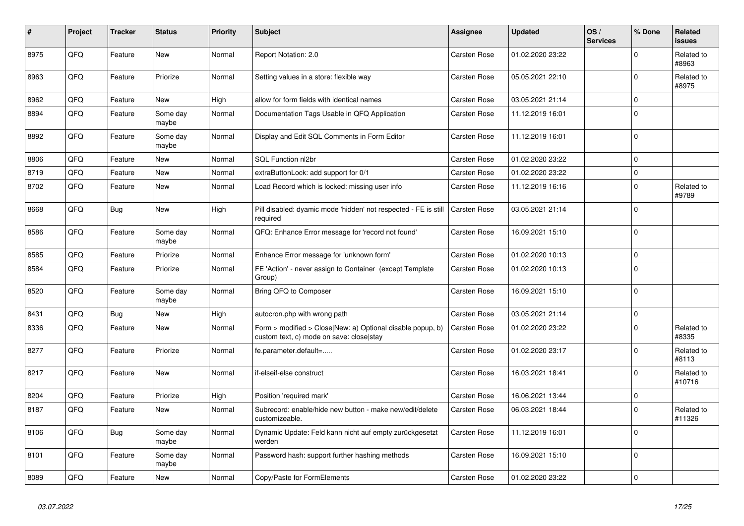| # | Project | Tracker | Status | Priority | Subject | Assignee | Updated | OS / Services | % Done | Related issues |
|---|---|---|---|---|---|---|---|---|---|---|
| 8975 | QFQ | Feature | New | Normal | Report Notation: 2.0 | Carsten Rose | 01.02.2020 23:22 | | 0 | Related to #8963 |
| 8963 | QFQ | Feature | Priorize | Normal | Setting values in a store: flexible way | Carsten Rose | 05.05.2021 22:10 | | 0 | Related to #8975 |
| 8962 | QFQ | Feature | New | High | allow for form fields with identical names | Carsten Rose | 03.05.2021 21:14 | | 0 | |
| 8894 | QFQ | Feature | Some day maybe | Normal | Documentation Tags Usable in QFQ Application | Carsten Rose | 11.12.2019 16:01 | | 0 | |
| 8892 | QFQ | Feature | Some day maybe | Normal | Display and Edit SQL Comments in Form Editor | Carsten Rose | 11.12.2019 16:01 | | 0 | |
| 8806 | QFQ | Feature | New | Normal | SQL Function nl2br | Carsten Rose | 01.02.2020 23:22 | | 0 | |
| 8719 | QFQ | Feature | New | Normal | extraButtonLock: add support for 0/1 | Carsten Rose | 01.02.2020 23:22 | | 0 | |
| 8702 | QFQ | Feature | New | Normal | Load Record which is locked: missing user info | Carsten Rose | 11.12.2019 16:16 | | 0 | Related to #9789 |
| 8668 | QFQ | Bug | New | High | Pill disabled: dyamic mode 'hidden' not respected - FE is still required | Carsten Rose | 03.05.2021 21:14 | | 0 | |
| 8586 | QFQ | Feature | Some day maybe | Normal | QFQ: Enhance Error message for 'record not found' | Carsten Rose | 16.09.2021 15:10 | | 0 | |
| 8585 | QFQ | Feature | Priorize | Normal | Enhance Error message for 'unknown form' | Carsten Rose | 01.02.2020 10:13 | | 0 | |
| 8584 | QFQ | Feature | Priorize | Normal | FE 'Action' - never assign to Container (except Template Group) | Carsten Rose | 01.02.2020 10:13 | | 0 | |
| 8520 | QFQ | Feature | Some day maybe | Normal | Bring QFQ to Composer | Carsten Rose | 16.09.2021 15:10 | | 0 | |
| 8431 | QFQ | Bug | New | High | autocron.php with wrong path | Carsten Rose | 03.05.2021 21:14 | | 0 | |
| 8336 | QFQ | Feature | New | Normal | Form > modified > Close\|New: a) Optional disable popup, b) custom text, c) mode on save: close\|stay | Carsten Rose | 01.02.2020 23:22 | | 0 | Related to #8335 |
| 8277 | QFQ | Feature | Priorize | Normal | fe.parameter.default=..... | Carsten Rose | 01.02.2020 23:17 | | 0 | Related to #8113 |
| 8217 | QFQ | Feature | New | Normal | if-elseif-else construct | Carsten Rose | 16.03.2021 18:41 | | 0 | Related to #10716 |
| 8204 | QFQ | Feature | Priorize | High | Position 'required mark' | Carsten Rose | 16.06.2021 13:44 | | 0 | |
| 8187 | QFQ | Feature | New | Normal | Subrecord: enable/hide new button - make new/edit/delete customizeable. | Carsten Rose | 06.03.2021 18:44 | | 0 | Related to #11326 |
| 8106 | QFQ | Bug | Some day maybe | Normal | Dynamic Update: Feld kann nicht auf empty zurückgesetzt werden | Carsten Rose | 11.12.2019 16:01 | | 0 | |
| 8101 | QFQ | Feature | Some day maybe | Normal | Password hash: support further hashing methods | Carsten Rose | 16.09.2021 15:10 | | 0 | |
| 8089 | QFQ | Feature | New | Normal | Copy/Paste for FormElements | Carsten Rose | 01.02.2020 23:22 | | 0 | |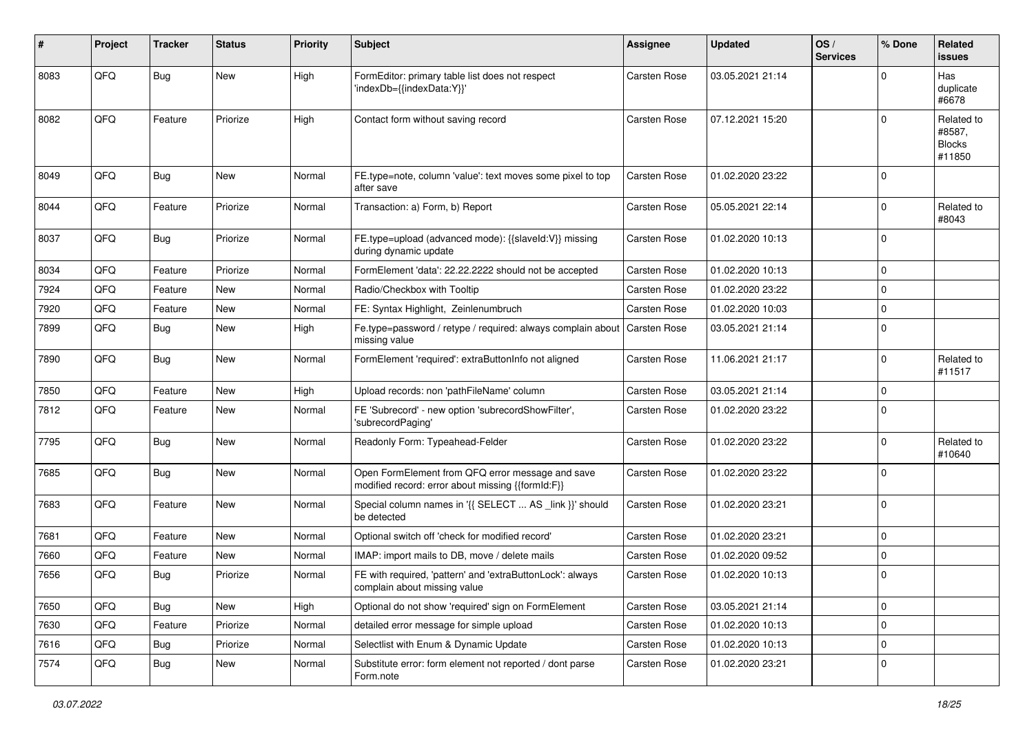| # | Project | Tracker | Status | Priority | Subject | Assignee | Updated | OS / Services | % Done | Related issues |
|---|---|---|---|---|---|---|---|---|---|---|
| 8083 | QFQ | Bug | New | High | FormEditor: primary table list does not respect 'indexDb={{indexData:Y}}' | Carsten Rose | 03.05.2021 21:14 | | 0 | Has duplicate #6678 |
| 8082 | QFQ | Feature | Priorize | High | Contact form without saving record | Carsten Rose | 07.12.2021 15:20 | | 0 | Related to #8587, Blocks #11850 |
| 8049 | QFQ | Bug | New | Normal | FE.type=note, column 'value': text moves some pixel to top after save | Carsten Rose | 01.02.2020 23:22 | | 0 | |
| 8044 | QFQ | Feature | Priorize | Normal | Transaction: a) Form, b) Report | Carsten Rose | 05.05.2021 22:14 | | 0 | Related to #8043 |
| 8037 | QFQ | Bug | Priorize | Normal | FE.type=upload (advanced mode): {{slaveId:V}} missing during dynamic update | Carsten Rose | 01.02.2020 10:13 | | 0 | |
| 8034 | QFQ | Feature | Priorize | Normal | FormElement 'data': 22.22.2222 should not be accepted | Carsten Rose | 01.02.2020 10:13 | | 0 | |
| 7924 | QFQ | Feature | New | Normal | Radio/Checkbox with Tooltip | Carsten Rose | 01.02.2020 23:22 | | 0 | |
| 7920 | QFQ | Feature | New | Normal | FE: Syntax Highlight, Zeinlenumbruch | Carsten Rose | 01.02.2020 10:03 | | 0 | |
| 7899 | QFQ | Bug | New | High | Fe.type=password / retype / required: always complain about missing value | Carsten Rose | 03.05.2021 21:14 | | 0 | |
| 7890 | QFQ | Bug | New | Normal | FormElement 'required': extraButtonInfo not aligned | Carsten Rose | 11.06.2021 21:17 | | 0 | Related to #11517 |
| 7850 | QFQ | Feature | New | High | Upload records: non 'pathFileName' column | Carsten Rose | 03.05.2021 21:14 | | 0 | |
| 7812 | QFQ | Feature | New | Normal | FE 'Subrecord' - new option 'subrecordShowFilter', 'subrecordPaging' | Carsten Rose | 01.02.2020 23:22 | | 0 | |
| 7795 | QFQ | Bug | New | Normal | Readonly Form: Typeahead-Felder | Carsten Rose | 01.02.2020 23:22 | | 0 | Related to #10640 |
| 7685 | QFQ | Bug | New | Normal | Open FormElement from QFQ error message and save modified record: error about missing {{formId:F}} | Carsten Rose | 01.02.2020 23:22 | | 0 | |
| 7683 | QFQ | Feature | New | Normal | Special column names in '{{ SELECT ... AS _link }}' should be detected | Carsten Rose | 01.02.2020 23:21 | | 0 | |
| 7681 | QFQ | Feature | New | Normal | Optional switch off 'check for modified record' | Carsten Rose | 01.02.2020 23:21 | | 0 | |
| 7660 | QFQ | Feature | New | Normal | IMAP: import mails to DB, move / delete mails | Carsten Rose | 01.02.2020 09:52 | | 0 | |
| 7656 | QFQ | Bug | Priorize | Normal | FE with required, 'pattern' and 'extraButtonLock': always complain about missing value | Carsten Rose | 01.02.2020 10:13 | | 0 | |
| 7650 | QFQ | Bug | New | High | Optional do not show 'required' sign on FormElement | Carsten Rose | 03.05.2021 21:14 | | 0 | |
| 7630 | QFQ | Feature | Priorize | Normal | detailed error message for simple upload | Carsten Rose | 01.02.2020 10:13 | | 0 | |
| 7616 | QFQ | Bug | Priorize | Normal | Selectlist with Enum & Dynamic Update | Carsten Rose | 01.02.2020 10:13 | | 0 | |
| 7574 | QFQ | Bug | New | Normal | Substitute error: form element not reported / dont parse Form.note | Carsten Rose | 01.02.2020 23:21 | | 0 | |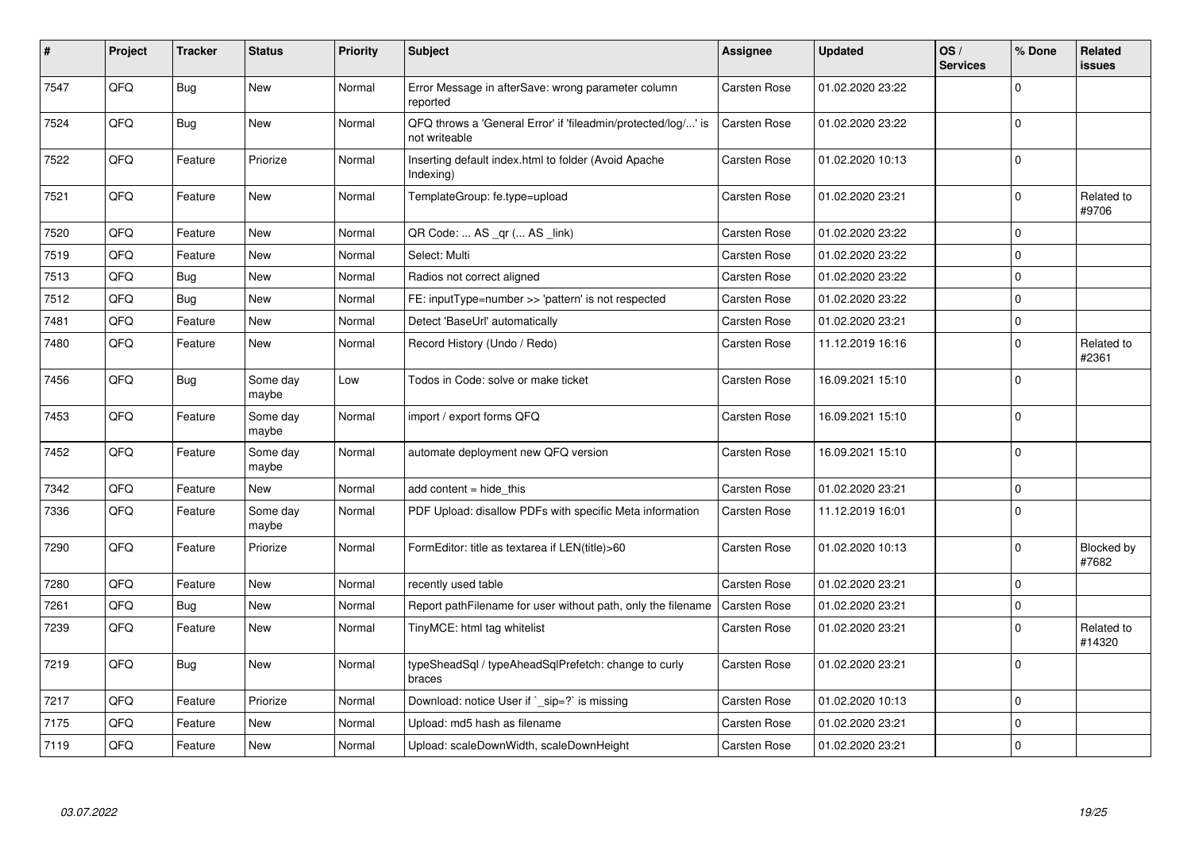| # | Project | Tracker | Status | Priority | Subject | Assignee | Updated | OS / Services | % Done | Related issues |
|---|---|---|---|---|---|---|---|---|---|---|
| 7547 | QFQ | Bug | New | Normal | Error Message in afterSave: wrong parameter column reported | Carsten Rose | 01.02.2020 23:22 | | 0 | |
| 7524 | QFQ | Bug | New | Normal | QFQ throws a 'General Error' if 'fileadmin/protected/log/...' is not writeable | Carsten Rose | 01.02.2020 23:22 | | 0 | |
| 7522 | QFQ | Feature | Priorize | Normal | Inserting default index.html to folder (Avoid Apache Indexing) | Carsten Rose | 01.02.2020 10:13 | | 0 | |
| 7521 | QFQ | Feature | New | Normal | TemplateGroup: fe.type=upload | Carsten Rose | 01.02.2020 23:21 | | 0 | Related to #9706 |
| 7520 | QFQ | Feature | New | Normal | QR Code: ... AS _qr ( ... AS _link) | Carsten Rose | 01.02.2020 23:22 | | 0 | |
| 7519 | QFQ | Feature | New | Normal | Select: Multi | Carsten Rose | 01.02.2020 23:22 | | 0 | |
| 7513 | QFQ | Bug | New | Normal | Radios not correct aligned | Carsten Rose | 01.02.2020 23:22 | | 0 | |
| 7512 | QFQ | Bug | New | Normal | FE: inputType=number >> 'pattern' is not respected | Carsten Rose | 01.02.2020 23:22 | | 0 | |
| 7481 | QFQ | Feature | New | Normal | Detect 'BaseUrl' automatically | Carsten Rose | 01.02.2020 23:21 | | 0 | |
| 7480 | QFQ | Feature | New | Normal | Record History (Undo / Redo) | Carsten Rose | 11.12.2019 16:16 | | 0 | Related to #2361 |
| 7456 | QFQ | Bug | Some day maybe | Low | Todos in Code: solve or make ticket | Carsten Rose | 16.09.2021 15:10 | | 0 | |
| 7453 | QFQ | Feature | Some day maybe | Normal | import / export forms QFQ | Carsten Rose | 16.09.2021 15:10 | | 0 | |
| 7452 | QFQ | Feature | Some day maybe | Normal | automate deployment new QFQ version | Carsten Rose | 16.09.2021 15:10 | | 0 | |
| 7342 | QFQ | Feature | New | Normal | add content = hide_this | Carsten Rose | 01.02.2020 23:21 | | 0 | |
| 7336 | QFQ | Feature | Some day maybe | Normal | PDF Upload: disallow PDFs with specific Meta information | Carsten Rose | 11.12.2019 16:01 | | 0 | |
| 7290 | QFQ | Feature | Priorize | Normal | FormEditor: title as textarea if LEN(title)>60 | Carsten Rose | 01.02.2020 10:13 | | 0 | Blocked by #7682 |
| 7280 | QFQ | Feature | New | Normal | recently used table | Carsten Rose | 01.02.2020 23:21 | | 0 | |
| 7261 | QFQ | Bug | New | Normal | Report pathFilename for user without path, only the filename | Carsten Rose | 01.02.2020 23:21 | | 0 | |
| 7239 | QFQ | Feature | New | Normal | TinyMCE: html tag whitelist | Carsten Rose | 01.02.2020 23:21 | | 0 | Related to #14320 |
| 7219 | QFQ | Bug | New | Normal | typeSheadSql / typeAheadSqlPrefetch: change to curly braces | Carsten Rose | 01.02.2020 23:21 | | 0 | |
| 7217 | QFQ | Feature | Priorize | Normal | Download: notice User if `_sip=?` is missing | Carsten Rose | 01.02.2020 10:13 | | 0 | |
| 7175 | QFQ | Feature | New | Normal | Upload: md5 hash as filename | Carsten Rose | 01.02.2020 23:21 | | 0 | |
| 7119 | QFQ | Feature | New | Normal | Upload: scaleDownWidth, scaleDownHeight | Carsten Rose | 01.02.2020 23:21 | | 0 | |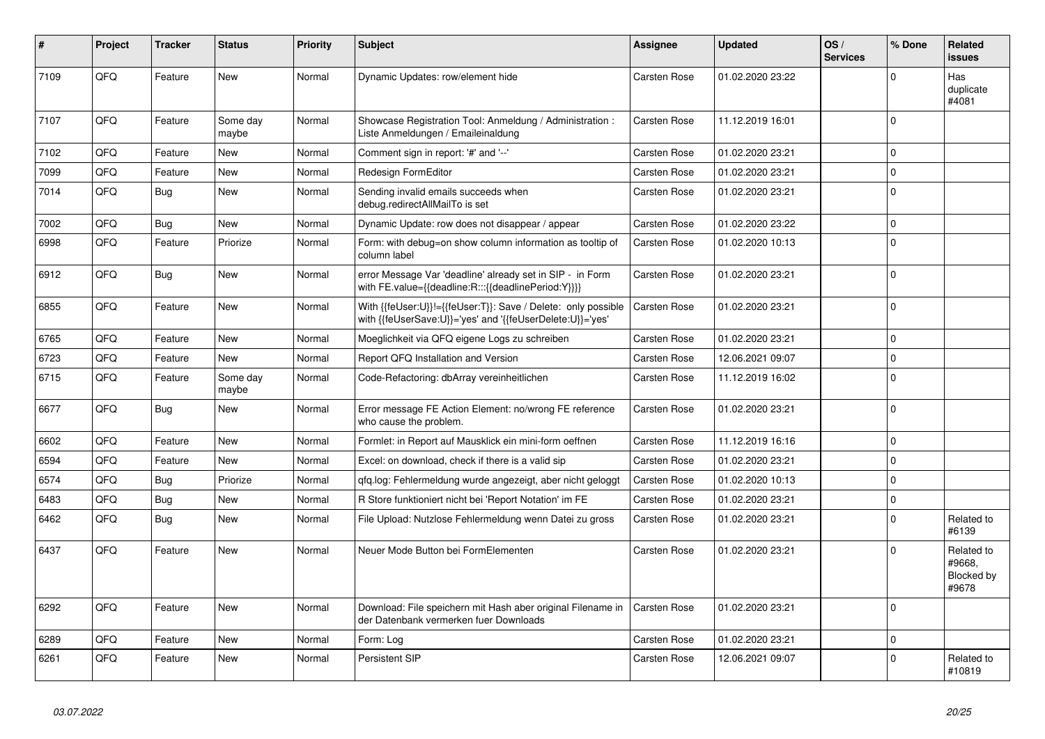| # | Project | Tracker | Status | Priority | Subject | Assignee | Updated | OS / Services | % Done | Related issues |
|---|---|---|---|---|---|---|---|---|---|---|
| 7109 | QFQ | Feature | New | Normal | Dynamic Updates: row/element hide | Carsten Rose | 01.02.2020 23:22 | | 0 | Has duplicate #4081 |
| 7107 | QFQ | Feature | Some day maybe | Normal | Showcase Registration Tool: Anmeldung / Administration : Liste Anmeldungen / Emaileinaldung | Carsten Rose | 11.12.2019 16:01 | | 0 | |
| 7102 | QFQ | Feature | New | Normal | Comment sign in report: '#' and '--' | Carsten Rose | 01.02.2020 23:21 | | 0 | |
| 7099 | QFQ | Feature | New | Normal | Redesign FormEditor | Carsten Rose | 01.02.2020 23:21 | | 0 | |
| 7014 | QFQ | Bug | New | Normal | Sending invalid emails succeeds when debug.redirectAllMailTo is set | Carsten Rose | 01.02.2020 23:21 | | 0 | |
| 7002 | QFQ | Bug | New | Normal | Dynamic Update: row does not disappear / appear | Carsten Rose | 01.02.2020 23:22 | | 0 | |
| 6998 | QFQ | Feature | Priorize | Normal | Form: with debug=on show column information as tooltip of column label | Carsten Rose | 01.02.2020 10:13 | | 0 | |
| 6912 | QFQ | Bug | New | Normal | error Message Var 'deadline' already set in SIP - in Form with FE.value={{deadline:R:::{{deadlinePeriod:Y}}}} | Carsten Rose | 01.02.2020 23:21 | | 0 | |
| 6855 | QFQ | Feature | New | Normal | With {{feUser:U}}!={{feUser:T}}: Save / Delete: only possible with {{feUserSave:U}}='yes' and '{{feUserDelete:U}}='yes' | Carsten Rose | 01.02.2020 23:21 | | 0 | |
| 6765 | QFQ | Feature | New | Normal | Moeglichkeit via QFQ eigene Logs zu schreiben | Carsten Rose | 01.02.2020 23:21 | | 0 | |
| 6723 | QFQ | Feature | New | Normal | Report QFQ Installation and Version | Carsten Rose | 12.06.2021 09:07 | | 0 | |
| 6715 | QFQ | Feature | Some day maybe | Normal | Code-Refactoring: dbArray vereinheitlichen | Carsten Rose | 11.12.2019 16:02 | | 0 | |
| 6677 | QFQ | Bug | New | Normal | Error message FE Action Element: no/wrong FE reference who cause the problem. | Carsten Rose | 01.02.2020 23:21 | | 0 | |
| 6602 | QFQ | Feature | New | Normal | Formlet: in Report auf Mausklick ein mini-form oeffnen | Carsten Rose | 11.12.2019 16:16 | | 0 | |
| 6594 | QFQ | Feature | New | Normal | Excel: on download, check if there is a valid sip | Carsten Rose | 01.02.2020 23:21 | | 0 | |
| 6574 | QFQ | Bug | Priorize | Normal | qfq.log: Fehlermeldung wurde angezeigt, aber nicht geloggt | Carsten Rose | 01.02.2020 10:13 | | 0 | |
| 6483 | QFQ | Bug | New | Normal | R Store funktioniert nicht bei 'Report Notation' im FE | Carsten Rose | 01.02.2020 23:21 | | 0 | |
| 6462 | QFQ | Bug | New | Normal | File Upload: Nutzlose Fehlermeldung wenn Datei zu gross | Carsten Rose | 01.02.2020 23:21 | | 0 | Related to #6139 |
| 6437 | QFQ | Feature | New | Normal | Neuer Mode Button bei FormElementen | Carsten Rose | 01.02.2020 23:21 | | 0 | Related to #9668, Blocked by #9678 |
| 6292 | QFQ | Feature | New | Normal | Download: File speichern mit Hash aber original Filename in der Datenbank vermerken fuer Downloads | Carsten Rose | 01.02.2020 23:21 | | 0 | |
| 6289 | QFQ | Feature | New | Normal | Form: Log | Carsten Rose | 01.02.2020 23:21 | | 0 | |
| 6261 | QFQ | Feature | New | Normal | Persistent SIP | Carsten Rose | 12.06.2021 09:07 | | 0 | Related to #10819 |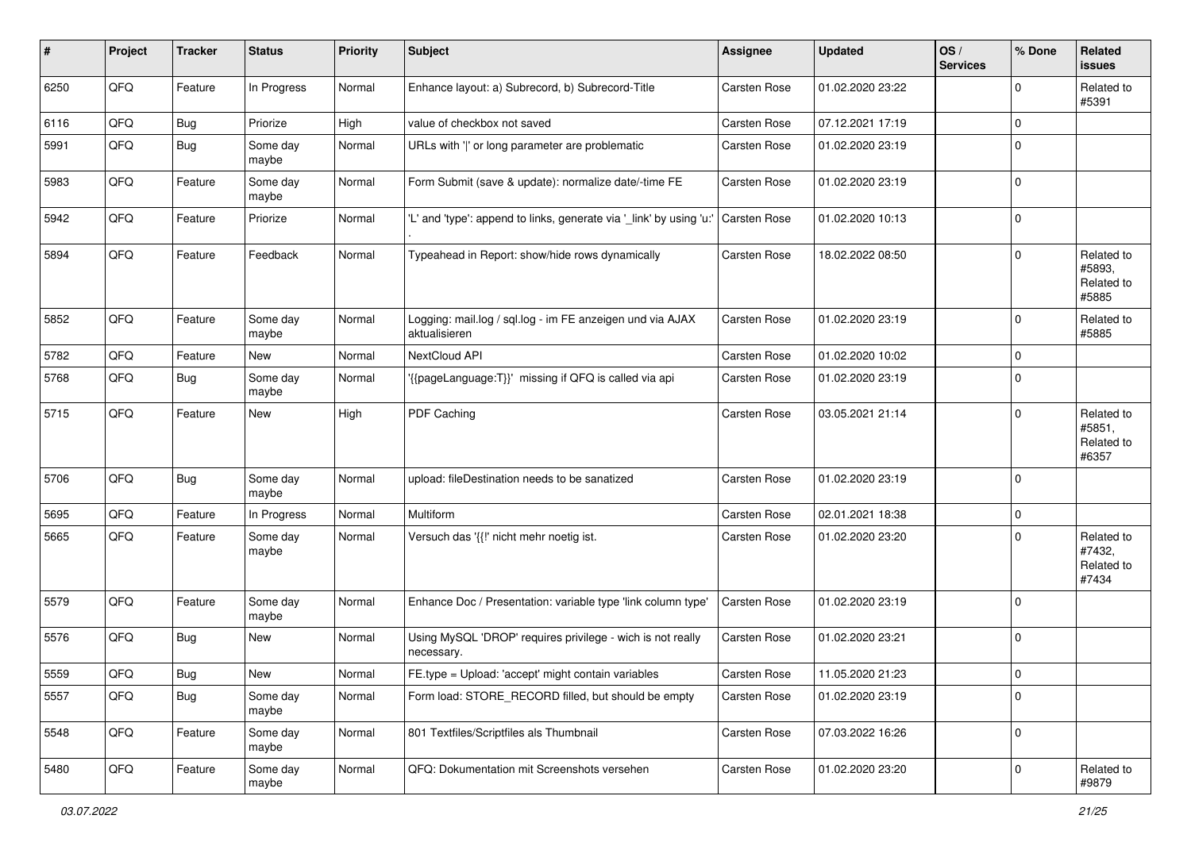| # | Project | Tracker | Status | Priority | Subject | Assignee | Updated | OS / Services | % Done | Related issues |
|---|---|---|---|---|---|---|---|---|---|---|
| 6250 | QFQ | Feature | In Progress | Normal | Enhance layout: a) Subrecord, b) Subrecord-Title | Carsten Rose | 01.02.2020 23:22 | | 0 | Related to #5391 |
| 6116 | QFQ | Bug | Priorize | High | value of checkbox not saved | Carsten Rose | 07.12.2021 17:19 | | 0 | |
| 5991 | QFQ | Bug | Some day maybe | Normal | URLs with '\|' or long parameter are problematic | Carsten Rose | 01.02.2020 23:19 | | 0 | |
| 5983 | QFQ | Feature | Some day maybe | Normal | Form Submit (save & update): normalize date/-time FE | Carsten Rose | 01.02.2020 23:19 | | 0 | |
| 5942 | QFQ | Feature | Priorize | Normal | 'L' and 'type': append to links, generate via '_link' by using 'u:' . | Carsten Rose | 01.02.2020 10:13 | | 0 | |
| 5894 | QFQ | Feature | Feedback | Normal | Typeahead in Report: show/hide rows dynamically | Carsten Rose | 18.02.2022 08:50 | | 0 | Related to #5893, Related to #5885 |
| 5852 | QFQ | Feature | Some day maybe | Normal | Logging: mail.log / sql.log - im FE anzeigen und via AJAX aktualisieren | Carsten Rose | 01.02.2020 23:19 | | 0 | Related to #5885 |
| 5782 | QFQ | Feature | New | Normal | NextCloud API | Carsten Rose | 01.02.2020 10:02 | | 0 | |
| 5768 | QFQ | Bug | Some day maybe | Normal | '{{pageLanguage:T}}' missing if QFQ is called via api | Carsten Rose | 01.02.2020 23:19 | | 0 | |
| 5715 | QFQ | Feature | New | High | PDF Caching | Carsten Rose | 03.05.2021 21:14 | | 0 | Related to #5851, Related to #6357 |
| 5706 | QFQ | Bug | Some day maybe | Normal | upload: fileDestination needs to be sanatized | Carsten Rose | 01.02.2020 23:19 | | 0 | |
| 5695 | QFQ | Feature | In Progress | Normal | Multiform | Carsten Rose | 02.01.2021 18:38 | | 0 | |
| 5665 | QFQ | Feature | Some day maybe | Normal | Versuch das '{{!' nicht mehr noetig ist. | Carsten Rose | 01.02.2020 23:20 | | 0 | Related to #7432, Related to #7434 |
| 5579 | QFQ | Feature | Some day maybe | Normal | Enhance Doc / Presentation: variable type 'link column type' | Carsten Rose | 01.02.2020 23:19 | | 0 | |
| 5576 | QFQ | Bug | New | Normal | Using MySQL 'DROP' requires privilege - wich is not really necessary. | Carsten Rose | 01.02.2020 23:21 | | 0 | |
| 5559 | QFQ | Bug | New | Normal | FE.type = Upload: 'accept' might contain variables | Carsten Rose | 11.05.2020 21:23 | | 0 | |
| 5557 | QFQ | Bug | Some day maybe | Normal | Form load: STORE_RECORD filled, but should be empty | Carsten Rose | 01.02.2020 23:19 | | 0 | |
| 5548 | QFQ | Feature | Some day maybe | Normal | 801 Textfiles/Scriptfiles als Thumbnail | Carsten Rose | 07.03.2022 16:26 | | 0 | |
| 5480 | QFQ | Feature | Some day maybe | Normal | QFQ: Dokumentation mit Screenshots versehen | Carsten Rose | 01.02.2020 23:20 | | 0 | Related to #9879 |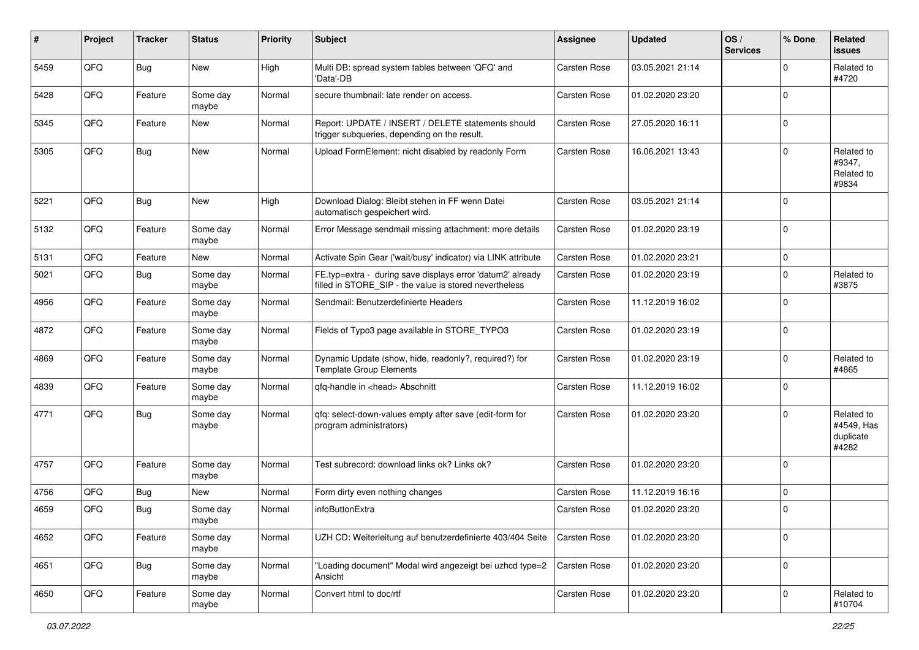| # | Project | Tracker | Status | Priority | Subject | Assignee | Updated | OS / Services | % Done | Related issues |
|---|---|---|---|---|---|---|---|---|---|---|
| 5459 | QFQ | Bug | New | High | Multi DB: spread system tables between 'QFQ' and 'Data'-DB | Carsten Rose | 03.05.2021 21:14 | | 0 | Related to #4720 |
| 5428 | QFQ | Feature | Some day maybe | Normal | secure thumbnail: late render on access. | Carsten Rose | 01.02.2020 23:20 | | 0 | |
| 5345 | QFQ | Feature | New | Normal | Report: UPDATE / INSERT / DELETE statements should trigger subqueries, depending on the result. | Carsten Rose | 27.05.2020 16:11 | | 0 | |
| 5305 | QFQ | Bug | New | Normal | Upload FormElement: nicht disabled by readonly Form | Carsten Rose | 16.06.2021 13:43 | | 0 | Related to #9347, Related to #9834 |
| 5221 | QFQ | Bug | New | High | Download Dialog: Bleibt stehen in FF wenn Datei automatisch gespeichert wird. | Carsten Rose | 03.05.2021 21:14 | | 0 | |
| 5132 | QFQ | Feature | Some day maybe | Normal | Error Message sendmail missing attachment: more details | Carsten Rose | 01.02.2020 23:19 | | 0 | |
| 5131 | QFQ | Feature | New | Normal | Activate Spin Gear ('wait/busy' indicator) via LINK attribute | Carsten Rose | 01.02.2020 23:21 | | 0 | |
| 5021 | QFQ | Bug | Some day maybe | Normal | FE.typ=extra - during save displays error 'datum2' already filled in STORE_SIP - the value is stored nevertheless | Carsten Rose | 01.02.2020 23:19 | | 0 | Related to #3875 |
| 4956 | QFQ | Feature | Some day maybe | Normal | Sendmail: Benutzerdefinierte Headers | Carsten Rose | 11.12.2019 16:02 | | 0 | |
| 4872 | QFQ | Feature | Some day maybe | Normal | Fields of Typo3 page available in STORE_TYPO3 | Carsten Rose | 01.02.2020 23:19 | | 0 | |
| 4869 | QFQ | Feature | Some day maybe | Normal | Dynamic Update (show, hide, readonly?, required?) for Template Group Elements | Carsten Rose | 01.02.2020 23:19 | | 0 | Related to #4865 |
| 4839 | QFQ | Feature | Some day maybe | Normal | qfq-handle in <head> Abschnitt | Carsten Rose | 11.12.2019 16:02 | | 0 | |
| 4771 | QFQ | Bug | Some day maybe | Normal | qfq: select-down-values empty after save (edit-form for program administrators) | Carsten Rose | 01.02.2020 23:20 | | 0 | Related to #4549, Has duplicate #4282 |
| 4757 | QFQ | Feature | Some day maybe | Normal | Test subrecord: download links ok? Links ok? | Carsten Rose | 01.02.2020 23:20 | | 0 | |
| 4756 | QFQ | Bug | New | Normal | Form dirty even nothing changes | Carsten Rose | 11.12.2019 16:16 | | 0 | |
| 4659 | QFQ | Bug | Some day maybe | Normal | infoButtonExtra | Carsten Rose | 01.02.2020 23:20 | | 0 | |
| 4652 | QFQ | Feature | Some day maybe | Normal | UZH CD: Weiterleitung auf benutzerdefinierte 403/404 Seite | Carsten Rose | 01.02.2020 23:20 | | 0 | |
| 4651 | QFQ | Bug | Some day maybe | Normal | "Loading document" Modal wird angezeigt bei uzhcd type=2 Ansicht | Carsten Rose | 01.02.2020 23:20 | | 0 | |
| 4650 | QFQ | Feature | Some day maybe | Normal | Convert html to doc/rtf | Carsten Rose | 01.02.2020 23:20 | | 0 | Related to #10704 |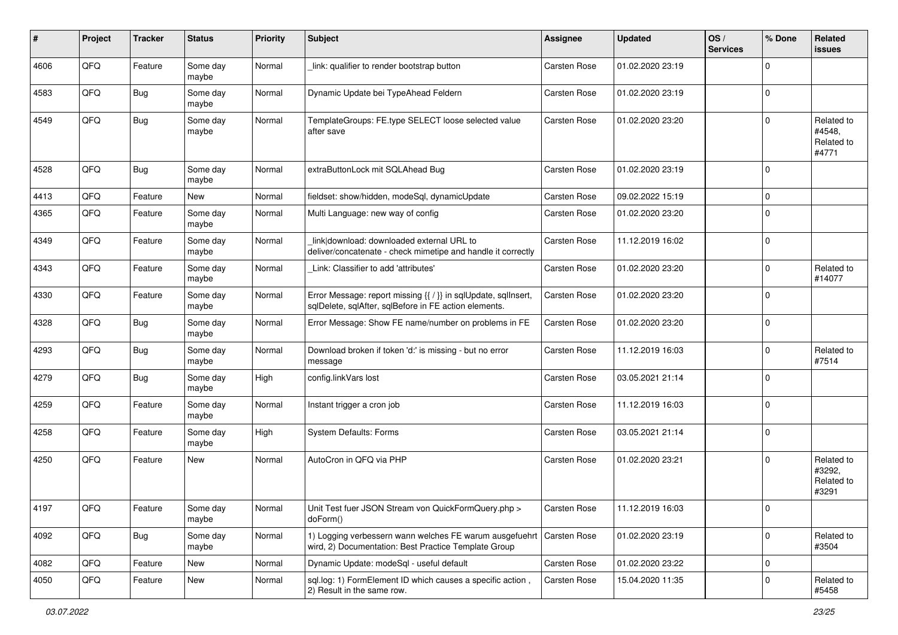| # | Project | Tracker | Status | Priority | Subject | Assignee | Updated | OS / Services | % Done | Related issues |
|---|---|---|---|---|---|---|---|---|---|---|
| 4606 | QFO | Feature | Some day maybe | Normal | _link: qualifier to render bootstrap button | Carsten Rose | 01.02.2020 23:19 | | 0 | |
| 4583 | QFQ | Bug | Some day maybe | Normal | Dynamic Update bei TypeAhead Feldern | Carsten Rose | 01.02.2020 23:19 | | 0 | |
| 4549 | QFQ | Bug | Some day maybe | Normal | TemplateGroups: FE.type SELECT loose selected value after save | Carsten Rose | 01.02.2020 23:20 | | 0 | Related to #4548, Related to #4771 |
| 4528 | QFQ | Bug | Some day maybe | Normal | extraButtonLock mit SQLAhead Bug | Carsten Rose | 01.02.2020 23:19 | | 0 | |
| 4413 | QFQ | Feature | New | Normal | fieldset: show/hidden, modeSql, dynamicUpdate | Carsten Rose | 09.02.2022 15:19 | | 0 | |
| 4365 | QFQ | Feature | Some day maybe | Normal | Multi Language: new way of config | Carsten Rose | 01.02.2020 23:20 | | 0 | |
| 4349 | QFQ | Feature | Some day maybe | Normal | _link\|download: downloaded external URL to deliver/concatenate - check mimetipe and handle it correctly | Carsten Rose | 11.12.2019 16:02 | | 0 | |
| 4343 | QFQ | Feature | Some day maybe | Normal | _Link: Classifier to add 'attributes' | Carsten Rose | 01.02.2020 23:20 | | 0 | Related to #14077 |
| 4330 | QFQ | Feature | Some day maybe | Normal | Error Message: report missing {{ / }} in sqlUpdate, sqlInsert, sqlDelete, sqlAfter, sqlBefore in FE action elements. | Carsten Rose | 01.02.2020 23:20 | | 0 | |
| 4328 | QFQ | Bug | Some day maybe | Normal | Error Message: Show FE name/number on problems in FE | Carsten Rose | 01.02.2020 23:20 | | 0 | |
| 4293 | QFQ | Bug | Some day maybe | Normal | Download broken if token 'd:' is missing - but no error message | Carsten Rose | 11.12.2019 16:03 | | 0 | Related to #7514 |
| 4279 | QFQ | Bug | Some day maybe | High | config.linkVars lost | Carsten Rose | 03.05.2021 21:14 | | 0 | |
| 4259 | QFQ | Feature | Some day maybe | Normal | Instant trigger a cron job | Carsten Rose | 11.12.2019 16:03 | | 0 | |
| 4258 | QFQ | Feature | Some day maybe | High | System Defaults: Forms | Carsten Rose | 03.05.2021 21:14 | | 0 | |
| 4250 | QFQ | Feature | New | Normal | AutoCron in QFQ via PHP | Carsten Rose | 01.02.2020 23:21 | | 0 | Related to #3292, Related to #3291 |
| 4197 | QFQ | Feature | Some day maybe | Normal | Unit Test fuer JSON Stream von QuickFormQuery.php > doForm() | Carsten Rose | 11.12.2019 16:03 | | 0 | |
| 4092 | QFQ | Bug | Some day maybe | Normal | 1) Logging verbessern wann welches FE warum ausgefuehrt wird, 2) Documentation: Best Practice Template Group | Carsten Rose | 01.02.2020 23:19 | | 0 | Related to #3504 |
| 4082 | QFQ | Feature | New | Normal | Dynamic Update: modeSql - useful default | Carsten Rose | 01.02.2020 23:22 | | 0 | |
| 4050 | QFQ | Feature | New | Normal | sql.log: 1) FormElement ID which causes a specific action , 2) Result in the same row. | Carsten Rose | 15.04.2020 11:35 | | 0 | Related to #5458 |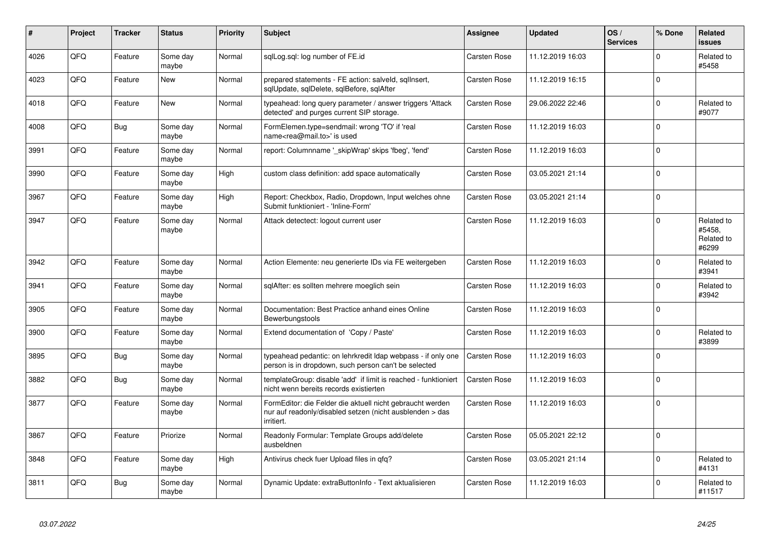| # | Project | Tracker | Status | Priority | Subject | Assignee | Updated | OS / Services | % Done | Related issues |
|---|---|---|---|---|---|---|---|---|---|---|
| 4026 | QFQ | Feature | Some day maybe | Normal | sqlLog.sql: log number of FE.id | Carsten Rose | 11.12.2019 16:03 | | 0 | Related to #5458 |
| 4023 | QFQ | Feature | New | Normal | prepared statements - FE action: salveld, sqlInsert, sqlUpdate, sqlDelete, sqlBefore, sqlAfter | Carsten Rose | 11.12.2019 16:15 | | 0 | |
| 4018 | QFQ | Feature | New | Normal | typeahead: long query parameter / answer triggers 'Attack detected' and purges current SIP storage. | Carsten Rose | 29.06.2022 22:46 | | 0 | Related to #9077 |
| 4008 | QFQ | Bug | Some day maybe | Normal | FormElemen.type=sendmail: wrong 'TO' if 'real name<rea@mail.to>' is used | Carsten Rose | 11.12.2019 16:03 | | 0 | |
| 3991 | QFQ | Feature | Some day maybe | Normal | report: Columnname '_skipWrap' skips 'fbeg', 'fend' | Carsten Rose | 11.12.2019 16:03 | | 0 | |
| 3990 | QFQ | Feature | Some day maybe | High | custom class definition: add space automatically | Carsten Rose | 03.05.2021 21:14 | | 0 | |
| 3967 | QFQ | Feature | Some day maybe | High | Report: Checkbox, Radio, Dropdown, Input welches ohne Submit funktioniert - 'Inline-Form' | Carsten Rose | 03.05.2021 21:14 | | 0 | |
| 3947 | QFQ | Feature | Some day maybe | Normal | Attack detectect: logout current user | Carsten Rose | 11.12.2019 16:03 | | 0 | Related to #5458, Related to #6299 |
| 3942 | QFQ | Feature | Some day maybe | Normal | Action Elemente: neu generierte IDs via FE weitergeben | Carsten Rose | 11.12.2019 16:03 | | 0 | Related to #3941 |
| 3941 | QFQ | Feature | Some day maybe | Normal | sqlAfter: es sollten mehrere moeglich sein | Carsten Rose | 11.12.2019 16:03 | | 0 | Related to #3942 |
| 3905 | QFQ | Feature | Some day maybe | Normal | Documentation: Best Practice anhand eines Online Bewerbungstools | Carsten Rose | 11.12.2019 16:03 | | 0 | |
| 3900 | QFQ | Feature | Some day maybe | Normal | Extend documentation of 'Copy / Paste' | Carsten Rose | 11.12.2019 16:03 | | 0 | Related to #3899 |
| 3895 | QFQ | Bug | Some day maybe | Normal | typeahead pedantic: on lehrkredit ldap webpass - if only one person is in dropdown, such person can't be selected | Carsten Rose | 11.12.2019 16:03 | | 0 | |
| 3882 | QFQ | Bug | Some day maybe | Normal | templateGroup: disable 'add' if limit is reached - funktioniert nicht wenn bereits records existierten | Carsten Rose | 11.12.2019 16:03 | | 0 | |
| 3877 | QFQ | Feature | Some day maybe | Normal | FormEditor: die Felder die aktuell nicht gebraucht werden nur auf readonly/disabled setzen (nicht ausblenden > das irritiert. | Carsten Rose | 11.12.2019 16:03 | | 0 | |
| 3867 | QFQ | Feature | Priorize | Normal | Readonly Formular: Template Groups add/delete ausbeldnen | Carsten Rose | 05.05.2021 22:12 | | 0 | |
| 3848 | QFQ | Feature | Some day maybe | High | Antivirus check fuer Upload files in qfq? | Carsten Rose | 03.05.2021 21:14 | | 0 | Related to #4131 |
| 3811 | QFQ | Bug | Some day maybe | Normal | Dynamic Update: extraButtonInfo - Text aktualisieren | Carsten Rose | 11.12.2019 16:03 | | 0 | Related to #11517 |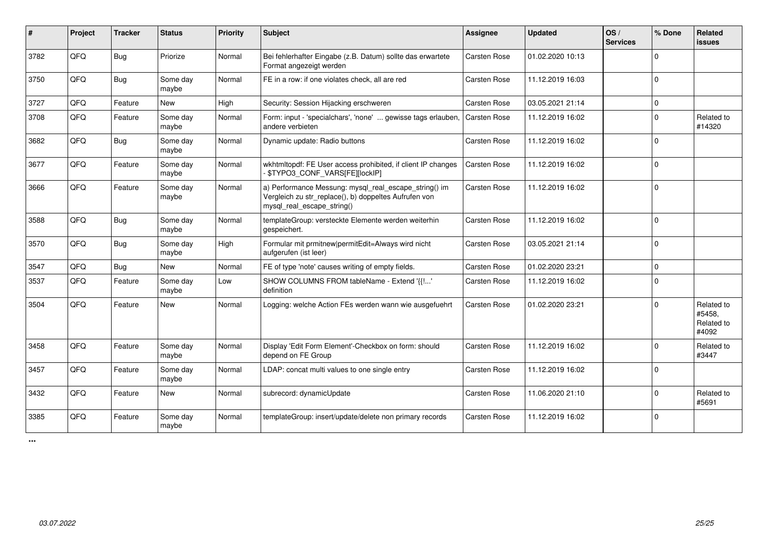| # | Project | Tracker | Status | Priority | Subject | Assignee | Updated | OS / Services | % Done | Related issues |
|---|---|---|---|---|---|---|---|---|---|---|
| 3782 | QFQ | Bug | Priorize | Normal | Bei fehlerhafter Eingabe (z.B. Datum) sollte das erwartete Format angezeigt werden | Carsten Rose | 01.02.2020 10:13 | | 0 | |
| 3750 | QFQ | Bug | Some day maybe | Normal | FE in a row: if one violates check, all are red | Carsten Rose | 11.12.2019 16:03 | | 0 | |
| 3727 | QFQ | Feature | New | High | Security: Session Hijacking erschweren | Carsten Rose | 03.05.2021 21:14 | | 0 | |
| 3708 | QFQ | Feature | Some day maybe | Normal | Form: input - 'specialchars', 'none' ... gewisse tags erlauben, andere verbieten | Carsten Rose | 11.12.2019 16:02 | | 0 | Related to #14320 |
| 3682 | QFQ | Bug | Some day maybe | Normal | Dynamic update: Radio buttons | Carsten Rose | 11.12.2019 16:02 | | 0 | |
| 3677 | QFQ | Feature | Some day maybe | Normal | wkhtmltopdf: FE User access prohibited, if client IP changes - $TYPO3_CONF_VARS[FE][lockIP] | Carsten Rose | 11.12.2019 16:02 | | 0 | |
| 3666 | QFQ | Feature | Some day maybe | Normal | a) Performance Messung: mysql_real_escape_string() im Vergleich zu str_replace(), b) doppeltes Aufrufen von mysql_real_escape_string() | Carsten Rose | 11.12.2019 16:02 | | 0 | |
| 3588 | QFQ | Bug | Some day maybe | Normal | templateGroup: versteckte Elemente werden weiterhin gespeichert. | Carsten Rose | 11.12.2019 16:02 | | 0 | |
| 3570 | QFQ | Bug | Some day maybe | High | Formular mit prmitnew\|permitEdit=Always wird nicht aufgerufen (ist leer) | Carsten Rose | 03.05.2021 21:14 | | 0 | |
| 3547 | QFQ | Bug | New | Normal | FE of type 'note' causes writing of empty fields. | Carsten Rose | 01.02.2020 23:21 | | 0 | |
| 3537 | QFQ | Feature | Some day maybe | Low | SHOW COLUMNS FROM tableName - Extend '{{!...' definition | Carsten Rose | 11.12.2019 16:02 | | 0 | |
| 3504 | QFQ | Feature | New | Normal | Logging: welche Action FEs werden wann wie ausgefuehrt | Carsten Rose | 01.02.2020 23:21 | | 0 | Related to #5458, Related to #4092 |
| 3458 | QFQ | Feature | Some day maybe | Normal | Display 'Edit Form Element'-Checkbox on form: should depend on FE Group | Carsten Rose | 11.12.2019 16:02 | | 0 | Related to #3447 |
| 3457 | QFQ | Feature | Some day maybe | Normal | LDAP: concat multi values to one single entry | Carsten Rose | 11.12.2019 16:02 | | 0 | |
| 3432 | QFQ | Feature | New | Normal | subrecord: dynamicUpdate | Carsten Rose | 11.06.2020 21:10 | | 0 | Related to #5691 |
| 3385 | QFQ | Feature | Some day maybe | Normal | templateGroup: insert/update/delete non primary records | Carsten Rose | 11.12.2019 16:02 | | 0 | |

...